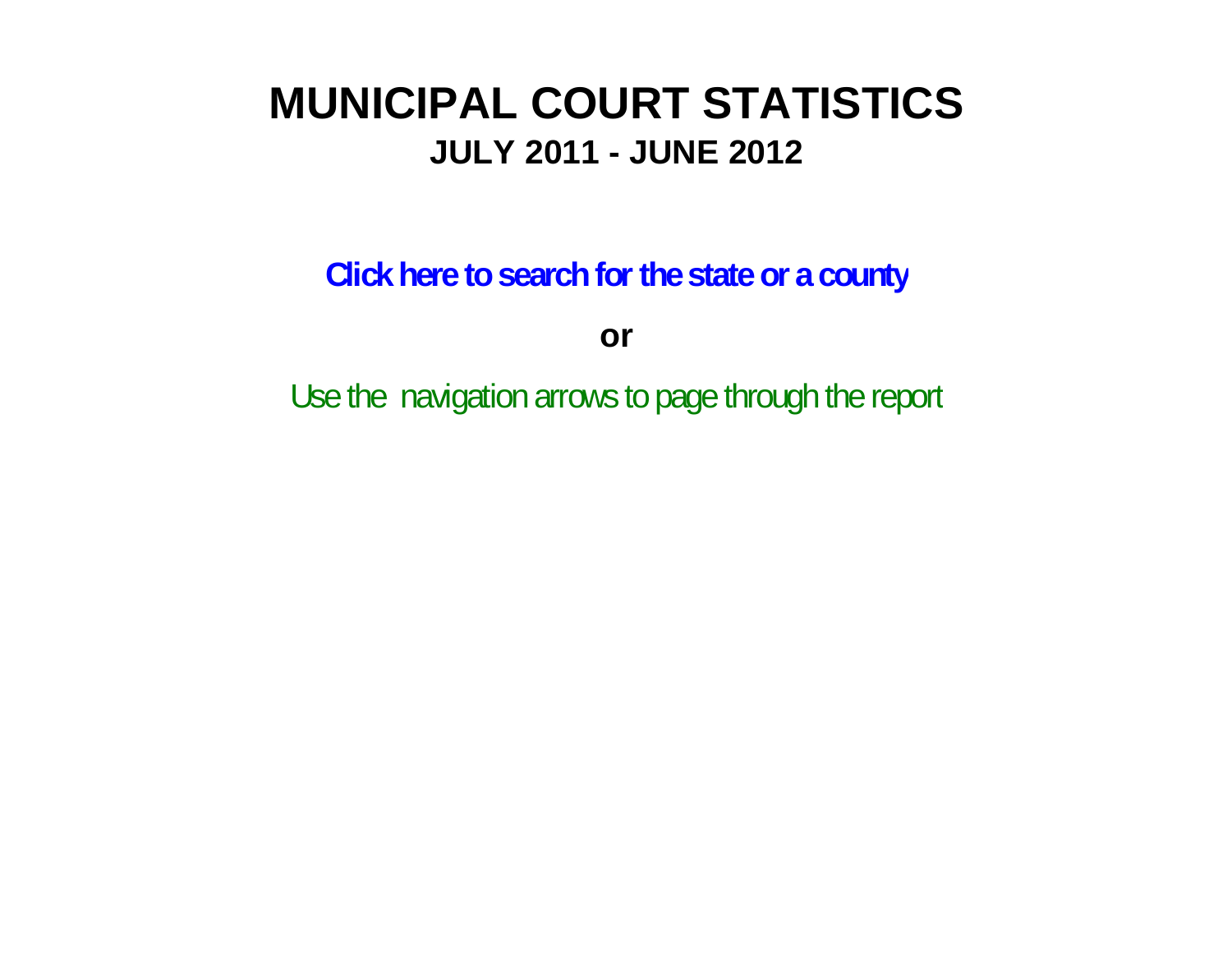# MUNICIPAL COURT STATISTICS

## JULY 2011 - JUNE 2012

**Click here to search for the state or a county**

**or**

Use the navigation arrows to page through the report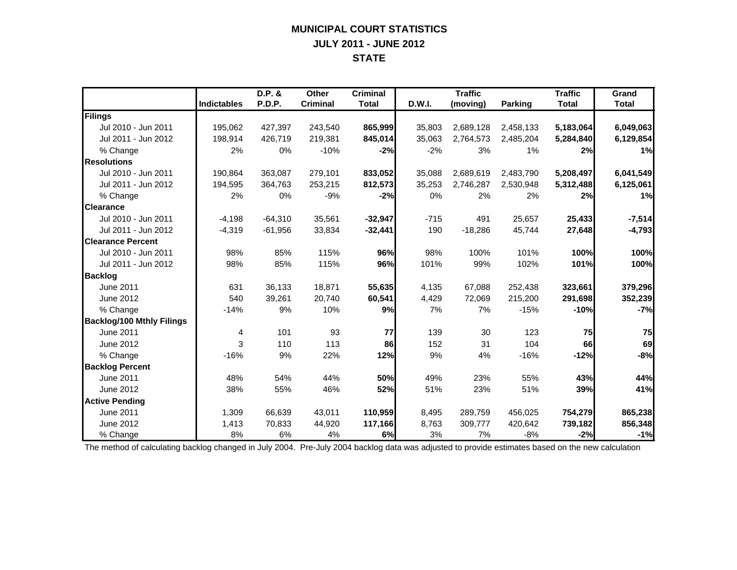# MUNICIPAL COURT STATISTICS

## JULY 2011 - JUNE 2012

## STATE

| | Indictables | D.P. & P.D.P. | Other Criminal | Criminal Total | D.W.I. | Traffic (moving) | Parking | Traffic Total | Grand Total |
|---|---|---|---|---|---|---|---|---|---|
| **Filings** | | | | | | | | | |
| Jul 2010 - Jun 2011 | 195,062 | 427,397 | 243,540 | **865,999** | 35,803 | 2,689,128 | 2,458,133 | **5,183,064** | **6,049,063** |
| Jul 2011 - Jun 2012 | 198,914 | 426,719 | 219,381 | **845,014** | 35,063 | 2,764,573 | 2,485,204 | **5,284,840** | **6,129,854** |
| % Change | 2% | 0% | -10% | **-2%** | -2% | 3% | 1% | **2%** | **1%** |
| **Resolutions** | | | | | | | | | |
| Jul 2010 - Jun 2011 | 190,864 | 363,087 | 279,101 | **833,052** | 35,088 | 2,689,619 | 2,483,790 | **5,208,497** | **6,041,549** |
| Jul 2011 - Jun 2012 | 194,595 | 364,763 | 253,215 | **812,573** | 35,253 | 2,746,287 | 2,530,948 | **5,312,488** | **6,125,061** |
| % Change | 2% | 0% | -9% | **-2%** | 0% | 2% | 2% | **2%** | **1%** |
| **Clearance** | | | | | | | | | |
| Jul 2010 - Jun 2011 | -4,198 | -64,310 | 35,561 | **-32,947** | -715 | 491 | 25,657 | **25,433** | **-7,514** |
| Jul 2011 - Jun 2012 | -4,319 | -61,956 | 33,834 | **-32,441** | 190 | -18,286 | 45,744 | **27,648** | **-4,793** |
| **Clearance Percent** | | | | | | | | | |
| Jul 2010 - Jun 2011 | 98% | 85% | 115% | **96%** | 98% | 100% | 101% | **100%** | **100%** |
| Jul 2011 - Jun 2012 | 98% | 85% | 115% | **96%** | 101% | 99% | 102% | **101%** | **100%** |
| **Backlog** | | | | | | | | | |
| June 2011 | 631 | 36,133 | 18,871 | **55,635** | 4,135 | 67,088 | 252,438 | **323,661** | **379,296** |
| June 2012 | 540 | 39,261 | 20,740 | **60,541** | 4,429 | 72,069 | 215,200 | **291,698** | **352,239** |
| % Change | -14% | 9% | 10% | **9%** | 7% | 7% | -15% | **-10%** | **-7%** |
| **Backlog/100 Mthly Filings** | | | | | | | | | |
| June 2011 | 4 | 101 | 93 | **77** | 139 | 30 | 123 | **75** | **75** |
| June 2012 | 3 | 110 | 113 | **86** | 152 | 31 | 104 | **66** | **69** |
| % Change | -16% | 9% | 22% | **12%** | 9% | 4% | -16% | **-12%** | **-8%** |
| **Backlog Percent** | | | | | | | | | |
| June 2011 | 48% | 54% | 44% | **50%** | 49% | 23% | 55% | **43%** | **44%** |
| June 2012 | 38% | 55% | 46% | **52%** | 51% | 23% | 51% | **39%** | **41%** |
| **Active Pending** | | | | | | | | | |
| June 2011 | 1,309 | 66,639 | 43,011 | **110,959** | 8,495 | 289,759 | 456,025 | **754,279** | **865,238** |
| June 2012 | 1,413 | 70,833 | 44,920 | **117,166** | 8,763 | 309,777 | 420,642 | **739,182** | **856,348** |
| % Change | 8% | 6% | 4% | **6%** | 3% | 7% | -8% | **-2%** | **-1%** |

The method of calculating backlog changed in July 2004. Pre-July 2004 backlog data was adjusted to provide estimates based on the new calculation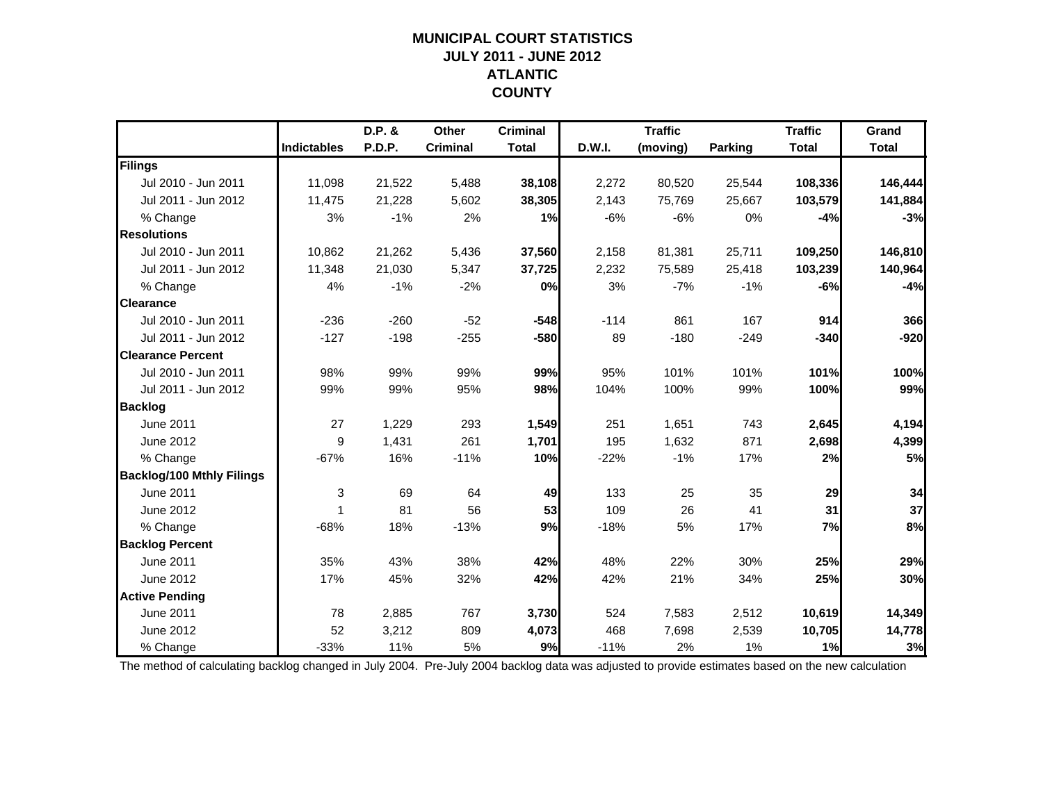# MUNICIPAL COURT STATISTICS
## JULY 2011 - JUNE 2012
## ATLANTIC COUNTY

| | Indictables | D.P. & P.D.P. | Other Criminal | Criminal Total | D.W.I. | Traffic (moving) | Parking | Traffic Total | Grand Total |
|---|---|---|---|---|---|---|---|---|---|
| **Filings** | | | | | | | | | |
| Jul 2010 - Jun 2011 | 11,098 | 21,522 | 5,488 | **38,108** | 2,272 | 80,520 | 25,544 | **108,336** | **146,444** |
| Jul 2011 - Jun 2012 | 11,475 | 21,228 | 5,602 | **38,305** | 2,143 | 75,769 | 25,667 | **103,579** | **141,884** |
| % Change | 3% | -1% | 2% | **1%** | -6% | -6% | 0% | **-4%** | **-3%** |
| **Resolutions** | | | | | | | | | |
| Jul 2010 - Jun 2011 | 10,862 | 21,262 | 5,436 | **37,560** | 2,158 | 81,381 | 25,711 | **109,250** | **146,810** |
| Jul 2011 - Jun 2012 | 11,348 | 21,030 | 5,347 | **37,725** | 2,232 | 75,589 | 25,418 | **103,239** | **140,964** |
| % Change | 4% | -1% | -2% | **0%** | 3% | -7% | -1% | **-6%** | **-4%** |
| **Clearance** | | | | | | | | | |
| Jul 2010 - Jun 2011 | -236 | -260 | -52 | **-548** | -114 | 861 | 167 | **914** | **366** |
| Jul 2011 - Jun 2012 | -127 | -198 | -255 | **-580** | 89 | -180 | -249 | **-340** | **-920** |
| **Clearance Percent** | | | | | | | | | |
| Jul 2010 - Jun 2011 | 98% | 99% | 99% | **99%** | 95% | 101% | 101% | **101%** | **100%** |
| Jul 2011 - Jun 2012 | 99% | 99% | 95% | **98%** | 104% | 100% | 99% | **100%** | **99%** |
| **Backlog** | | | | | | | | | |
| June 2011 | 27 | 1,229 | 293 | **1,549** | 251 | 1,651 | 743 | **2,645** | **4,194** |
| June 2012 | 9 | 1,431 | 261 | **1,701** | 195 | 1,632 | 871 | **2,698** | **4,399** |
| % Change | -67% | 16% | -11% | **10%** | -22% | -1% | 17% | **2%** | **5%** |
| **Backlog/100 Mthly Filings** | | | | | | | | | |
| June 2011 | 3 | 69 | 64 | **49** | 133 | 25 | 35 | **29** | **34** |
| June 2012 | 1 | 81 | 56 | **53** | 109 | 26 | 41 | **31** | **37** |
| % Change | -68% | 18% | -13% | **9%** | -18% | 5% | 17% | **7%** | **8%** |
| **Backlog Percent** | | | | | | | | | |
| June 2011 | 35% | 43% | 38% | **42%** | 48% | 22% | 30% | **25%** | **29%** |
| June 2012 | 17% | 45% | 32% | **42%** | 42% | 21% | 34% | **25%** | **30%** |
| **Active Pending** | | | | | | | | | |
| June 2011 | 78 | 2,885 | 767 | **3,730** | 524 | 7,583 | 2,512 | **10,619** | **14,349** |
| June 2012 | 52 | 3,212 | 809 | **4,073** | 468 | 7,698 | 2,539 | **10,705** | **14,778** |
| % Change | -33% | 11% | 5% | **9%** | -11% | 2% | 1% | **1%** | **3%** |

The method of calculating backlog changed in July 2004. Pre-July 2004 backlog data was adjusted to provide estimates based on the new calculation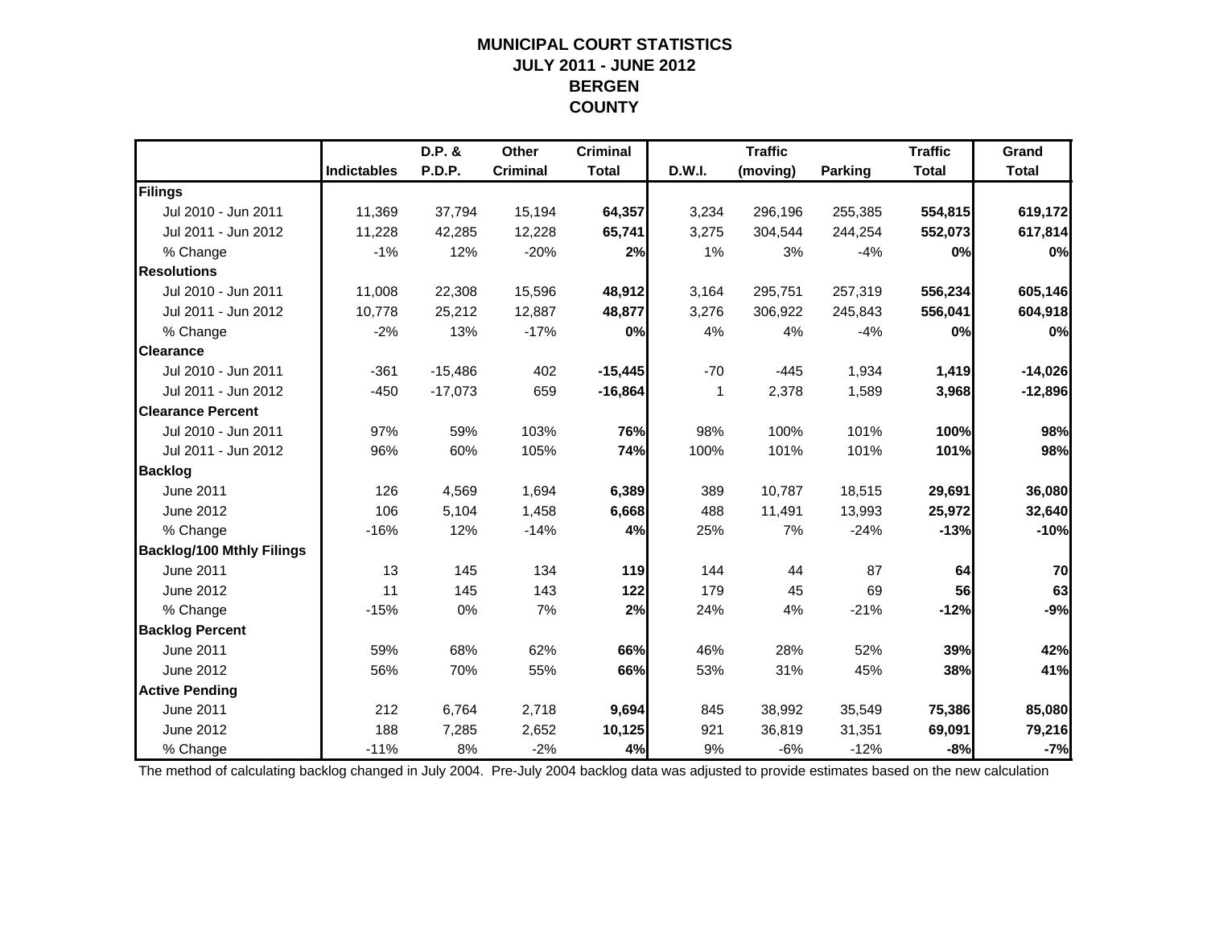# MUNICIPAL COURT STATISTICS
## JULY 2011 - JUNE 2012
## BERGEN COUNTY

| | Indictables | D.P. & P.D.P. | Other Criminal | Criminal Total | D.W.I. | Traffic (moving) | Parking | Traffic Total | Grand Total |
|---|---|---|---|---|---|---|---|---|---|
| **Filings** | | | | | | | | | |
| Jul 2010 - Jun 2011 | 11,369 | 37,794 | 15,194 | **64,357** | 3,234 | 296,196 | 255,385 | **554,815** | **619,172** |
| Jul 2011 - Jun 2012 | 11,228 | 42,285 | 12,228 | **65,741** | 3,275 | 304,544 | 244,254 | **552,073** | **617,814** |
| % Change | -1% | 12% | -20% | **2%** | 1% | 3% | -4% | **0%** | **0%** |
| **Resolutions** | | | | | | | | | |
| Jul 2010 - Jun 2011 | 11,008 | 22,308 | 15,596 | **48,912** | 3,164 | 295,751 | 257,319 | **556,234** | **605,146** |
| Jul 2011 - Jun 2012 | 10,778 | 25,212 | 12,887 | **48,877** | 3,276 | 306,922 | 245,843 | **556,041** | **604,918** |
| % Change | -2% | 13% | -17% | **0%** | 4% | 4% | -4% | **0%** | **0%** |
| **Clearance** | | | | | | | | | |
| Jul 2010 - Jun 2011 | -361 | -15,486 | 402 | **-15,445** | -70 | -445 | 1,934 | **1,419** | **-14,026** |
| Jul 2011 - Jun 2012 | -450 | -17,073 | 659 | **-16,864** | 1 | 2,378 | 1,589 | **3,968** | **-12,896** |
| **Clearance Percent** | | | | | | | | | |
| Jul 2010 - Jun 2011 | 97% | 59% | 103% | **76%** | 98% | 100% | 101% | **100%** | **98%** |
| Jul 2011 - Jun 2012 | 96% | 60% | 105% | **74%** | 100% | 101% | 101% | **101%** | **98%** |
| **Backlog** | | | | | | | | | |
| June 2011 | 126 | 4,569 | 1,694 | **6,389** | 389 | 10,787 | 18,515 | **29,691** | **36,080** |
| June 2012 | 106 | 5,104 | 1,458 | **6,668** | 488 | 11,491 | 13,993 | **25,972** | **32,640** |
| % Change | -16% | 12% | -14% | **4%** | 25% | 7% | -24% | **-13%** | **-10%** |
| **Backlog/100 Mthly Filings** | | | | | | | | | |
| June 2011 | 13 | 145 | 134 | **119** | 144 | 44 | 87 | **64** | **70** |
| June 2012 | 11 | 145 | 143 | **122** | 179 | 45 | 69 | **56** | **63** |
| % Change | -15% | 0% | 7% | **2%** | 24% | 4% | -21% | **-12%** | **-9%** |
| **Backlog Percent** | | | | | | | | | |
| June 2011 | 59% | 68% | 62% | **66%** | 46% | 28% | 52% | **39%** | **42%** |
| June 2012 | 56% | 70% | 55% | **66%** | 53% | 31% | 45% | **38%** | **41%** |
| **Active Pending** | | | | | | | | | |
| June 2011 | 212 | 6,764 | 2,718 | **9,694** | 845 | 38,992 | 35,549 | **75,386** | **85,080** |
| June 2012 | 188 | 7,285 | 2,652 | **10,125** | 921 | 36,819 | 31,351 | **69,091** | **79,216** |
| % Change | -11% | 8% | -2% | **4%** | 9% | -6% | -12% | **-8%** | **-7%** |

The method of calculating backlog changed in July 2004. Pre-July 2004 backlog data was adjusted to provide estimates based on the new calculation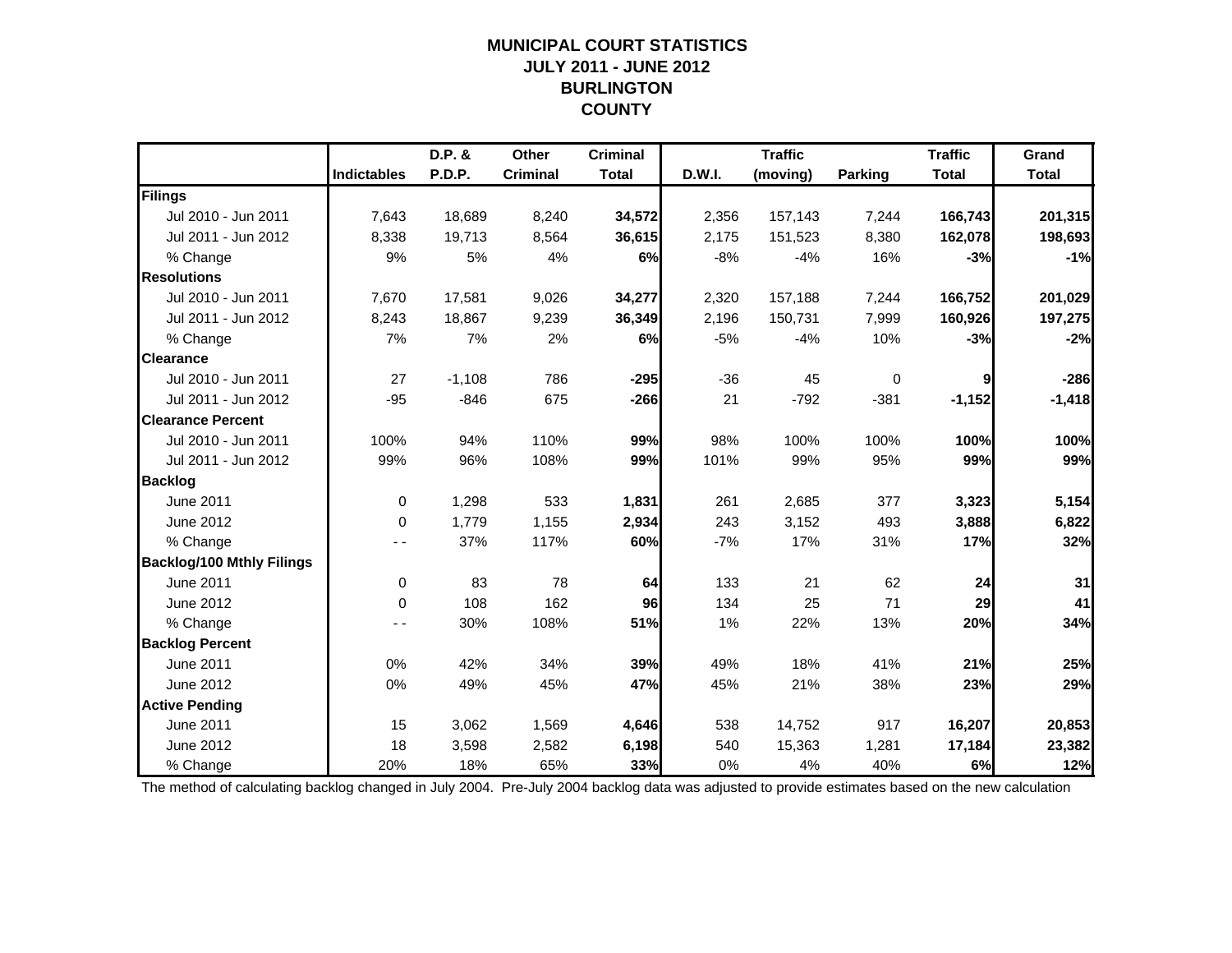# MUNICIPAL COURT STATISTICS
## JULY 2011 - JUNE 2012
## BURLINGTON COUNTY

| | Indictables | D.P. & P.D.P. | Other Criminal | Criminal Total | D.W.I. | Traffic (moving) | Parking | Traffic Total | Grand Total |
|---|---|---|---|---|---|---|---|---|---|
| **Filings** | | | | | | | | | |
| Jul 2010 - Jun 2011 | 7,643 | 18,689 | 8,240 | **34,572** | 2,356 | 157,143 | 7,244 | **166,743** | **201,315** |
| Jul 2011 - Jun 2012 | 8,338 | 19,713 | 8,564 | **36,615** | 2,175 | 151,523 | 8,380 | **162,078** | **198,693** |
| % Change | 9% | 5% | 4% | **6%** | -8% | -4% | 16% | **-3%** | **-1%** |
| **Resolutions** | | | | | | | | | |
| Jul 2010 - Jun 2011 | 7,670 | 17,581 | 9,026 | **34,277** | 2,320 | 157,188 | 7,244 | **166,752** | **201,029** |
| Jul 2011 - Jun 2012 | 8,243 | 18,867 | 9,239 | **36,349** | 2,196 | 150,731 | 7,999 | **160,926** | **197,275** |
| % Change | 7% | 7% | 2% | **6%** | -5% | -4% | 10% | **-3%** | **-2%** |
| **Clearance** | | | | | | | | | |
| Jul 2010 - Jun 2011 | 27 | -1,108 | 786 | **-295** | -36 | 45 | 0 | **9** | **-286** |
| Jul 2011 - Jun 2012 | -95 | -846 | 675 | **-266** | 21 | -792 | -381 | **-1,152** | **-1,418** |
| **Clearance Percent** | | | | | | | | | |
| Jul 2010 - Jun 2011 | 100% | 94% | 110% | **99%** | 98% | 100% | 100% | **100%** | **100%** |
| Jul 2011 - Jun 2012 | 99% | 96% | 108% | **99%** | 101% | 99% | 95% | **99%** | **99%** |
| **Backlog** | | | | | | | | | |
| June 2011 | 0 | 1,298 | 533 | **1,831** | 261 | 2,685 | 377 | **3,323** | **5,154** |
| June 2012 | 0 | 1,779 | 1,155 | **2,934** | 243 | 3,152 | 493 | **3,888** | **6,822** |
| % Change | - - | 37% | 117% | **60%** | -7% | 17% | 31% | **17%** | **32%** |
| **Backlog/100 Mthly Filings** | | | | | | | | | |
| June 2011 | 0 | 83 | 78 | **64** | 133 | 21 | 62 | **24** | **31** |
| June 2012 | 0 | 108 | 162 | **96** | 134 | 25 | 71 | **29** | **41** |
| % Change | - - | 30% | 108% | **51%** | 1% | 22% | 13% | **20%** | **34%** |
| **Backlog Percent** | | | | | | | | | |
| June 2011 | 0% | 42% | 34% | **39%** | 49% | 18% | 41% | **21%** | **25%** |
| June 2012 | 0% | 49% | 45% | **47%** | 45% | 21% | 38% | **23%** | **29%** |
| **Active Pending** | | | | | | | | | |
| June 2011 | 15 | 3,062 | 1,569 | **4,646** | 538 | 14,752 | 917 | **16,207** | **20,853** |
| June 2012 | 18 | 3,598 | 2,582 | **6,198** | 540 | 15,363 | 1,281 | **17,184** | **23,382** |
| % Change | 20% | 18% | 65% | **33%** | 0% | 4% | 40% | **6%** | **12%** |

The method of calculating backlog changed in July 2004. Pre-July 2004 backlog data was adjusted to provide estimates based on the new calculation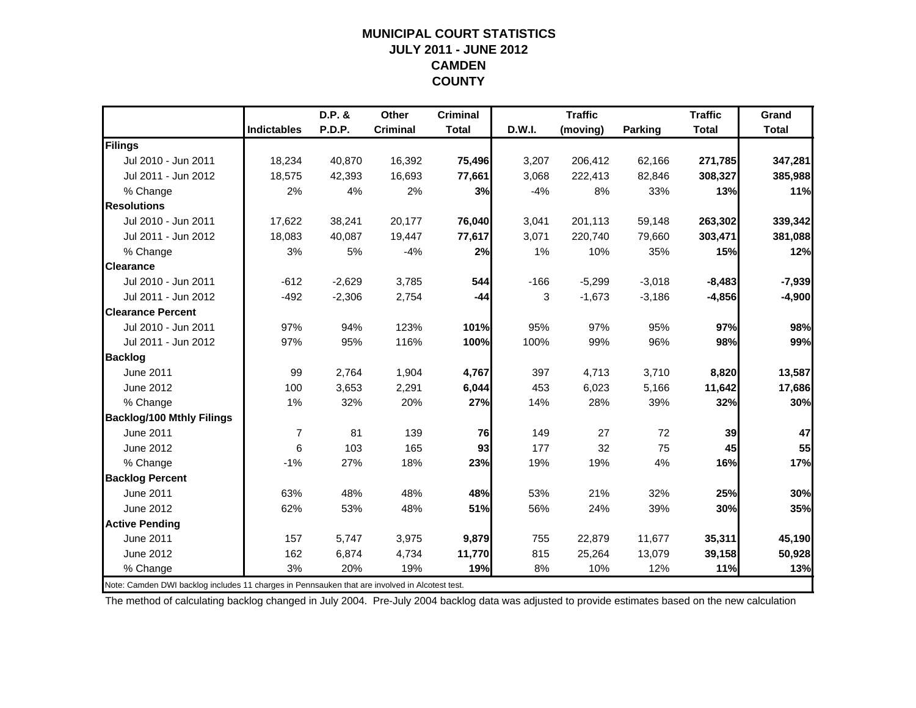# MUNICIPAL COURT STATISTICS
## JULY 2011 - JUNE 2012
## CAMDEN
## COUNTY

| | Indictables | D.P. & P.D.P. | Other Criminal | Criminal Total | D.W.I. | Traffic (moving) | Parking | Traffic Total | Grand Total |
|---|---|---|---|---|---|---|---|---|---|
| **Filings** | | | | | | | | | |
| Jul 2010 - Jun 2011 | 18,234 | 40,870 | 16,392 | **75,496** | 3,207 | 206,412 | 62,166 | **271,785** | **347,281** |
| Jul 2011 - Jun 2012 | 18,575 | 42,393 | 16,693 | **77,661** | 3,068 | 222,413 | 82,846 | **308,327** | **385,988** |
| % Change | 2% | 4% | 2% | **3%** | -4% | 8% | 33% | **13%** | **11%** |
| **Resolutions** | | | | | | | | | |
| Jul 2010 - Jun 2011 | 17,622 | 38,241 | 20,177 | **76,040** | 3,041 | 201,113 | 59,148 | **263,302** | **339,342** |
| Jul 2011 - Jun 2012 | 18,083 | 40,087 | 19,447 | **77,617** | 3,071 | 220,740 | 79,660 | **303,471** | **381,088** |
| % Change | 3% | 5% | -4% | **2%** | 1% | 10% | 35% | **15%** | **12%** |
| **Clearance** | | | | | | | | | |
| Jul 2010 - Jun 2011 | -612 | -2,629 | 3,785 | **544** | -166 | -5,299 | -3,018 | **-8,483** | **-7,939** |
| Jul 2011 - Jun 2012 | -492 | -2,306 | 2,754 | **-44** | 3 | -1,673 | -3,186 | **-4,856** | **-4,900** |
| **Clearance Percent** | | | | | | | | | |
| Jul 2010 - Jun 2011 | 97% | 94% | 123% | **101%** | 95% | 97% | 95% | **97%** | **98%** |
| Jul 2011 - Jun 2012 | 97% | 95% | 116% | **100%** | 100% | 99% | 96% | **98%** | **99%** |
| **Backlog** | | | | | | | | | |
| June 2011 | 99 | 2,764 | 1,904 | **4,767** | 397 | 4,713 | 3,710 | **8,820** | **13,587** |
| June 2012 | 100 | 3,653 | 2,291 | **6,044** | 453 | 6,023 | 5,166 | **11,642** | **17,686** |
| % Change | 1% | 32% | 20% | **27%** | 14% | 28% | 39% | **32%** | **30%** |
| **Backlog/100 Mthly Filings** | | | | | | | | | |
| June 2011 | 7 | 81 | 139 | **76** | 149 | 27 | 72 | **39** | **47** |
| June 2012 | 6 | 103 | 165 | **93** | 177 | 32 | 75 | **45** | **55** |
| % Change | -1% | 27% | 18% | **23%** | 19% | 19% | 4% | **16%** | **17%** |
| **Backlog Percent** | | | | | | | | | |
| June 2011 | 63% | 48% | 48% | **48%** | 53% | 21% | 32% | **25%** | **30%** |
| June 2012 | 62% | 53% | 48% | **51%** | 56% | 24% | 39% | **30%** | **35%** |
| **Active Pending** | | | | | | | | | |
| June 2011 | 157 | 5,747 | 3,975 | **9,879** | 755 | 22,879 | 11,677 | **35,311** | **45,190** |
| June 2012 | 162 | 6,874 | 4,734 | **11,770** | 815 | 25,264 | 13,079 | **39,158** | **50,928** |
| % Change | 3% | 20% | 19% | **19%** | 8% | 10% | 12% | **11%** | **13%** |

Note: Camden DWI backlog includes 11 charges in Pennsauken that are involved in Alcotest test.

The method of calculating backlog changed in July 2004. Pre-July 2004 backlog data was adjusted to provide estimates based on the new calculation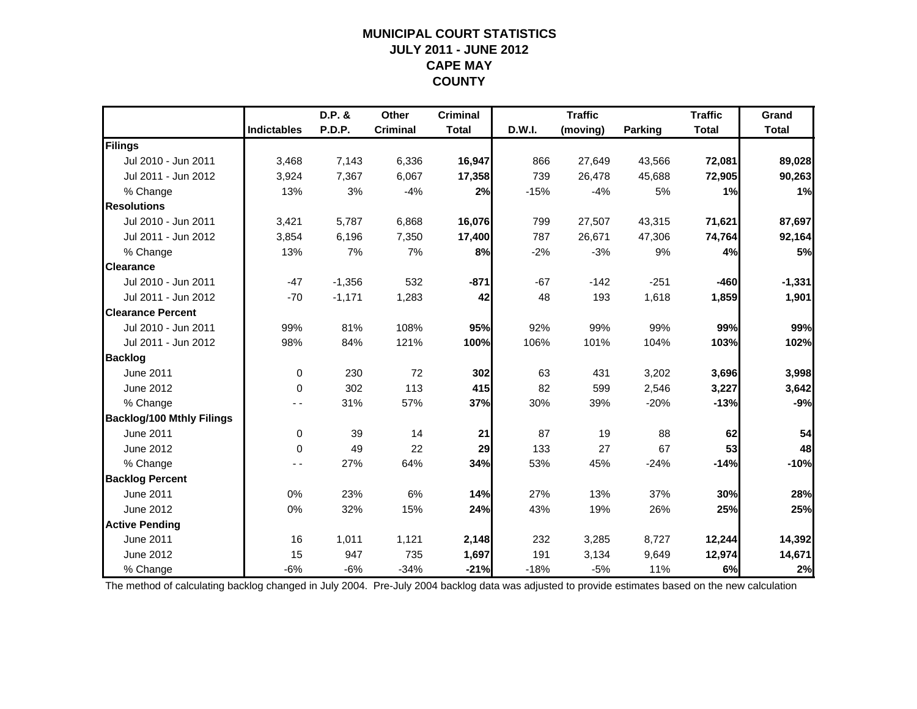# MUNICIPAL COURT STATISTICS
# JULY 2011 - JUNE 2012
# CAPE MAY COUNTY

| | Indictables | D.P. & P.D.P. | Other Criminal | Criminal Total | D.W.I. | Traffic (moving) | Parking | Traffic Total | Grand Total |
|---|---|---|---|---|---|---|---|---|---|
| **Filings** | | | | | | | | | |
| Jul 2010 - Jun 2011 | 3,468 | 7,143 | 6,336 | **16,947** | 866 | 27,649 | 43,566 | **72,081** | **89,028** |
| Jul 2011 - Jun 2012 | 3,924 | 7,367 | 6,067 | **17,358** | 739 | 26,478 | 45,688 | **72,905** | **90,263** |
| % Change | 13% | 3% | -4% | **2%** | -15% | -4% | 5% | **1%** | **1%** |
| **Resolutions** | | | | | | | | | |
| Jul 2010 - Jun 2011 | 3,421 | 5,787 | 6,868 | **16,076** | 799 | 27,507 | 43,315 | **71,621** | **87,697** |
| Jul 2011 - Jun 2012 | 3,854 | 6,196 | 7,350 | **17,400** | 787 | 26,671 | 47,306 | **74,764** | **92,164** |
| % Change | 13% | 7% | 7% | **8%** | -2% | -3% | 9% | **4%** | **5%** |
| **Clearance** | | | | | | | | | |
| Jul 2010 - Jun 2011 | -47 | -1,356 | 532 | **-871** | -67 | -142 | -251 | **-460** | **-1,331** |
| Jul 2011 - Jun 2012 | -70 | -1,171 | 1,283 | **42** | 48 | 193 | 1,618 | **1,859** | **1,901** |
| **Clearance Percent** | | | | | | | | | |
| Jul 2010 - Jun 2011 | 99% | 81% | 108% | **95%** | 92% | 99% | 99% | **99%** | **99%** |
| Jul 2011 - Jun 2012 | 98% | 84% | 121% | **100%** | 106% | 101% | 104% | **103%** | **102%** |
| **Backlog** | | | | | | | | | |
| June 2011 | 0 | 230 | 72 | **302** | 63 | 431 | 3,202 | **3,696** | **3,998** |
| June 2012 | 0 | 302 | 113 | **415** | 82 | 599 | 2,546 | **3,227** | **3,642** |
| % Change | - - | 31% | 57% | **37%** | 30% | 39% | -20% | **-13%** | **-9%** |
| **Backlog/100 Mthly Filings** | | | | | | | | | |
| June 2011 | 0 | 39 | 14 | **21** | 87 | 19 | 88 | **62** | **54** |
| June 2012 | 0 | 49 | 22 | **29** | 133 | 27 | 67 | **53** | **48** |
| % Change | - - | 27% | 64% | **34%** | 53% | 45% | -24% | **-14%** | **-10%** |
| **Backlog Percent** | | | | | | | | | |
| June 2011 | 0% | 23% | 6% | **14%** | 27% | 13% | 37% | **30%** | **28%** |
| June 2012 | 0% | 32% | 15% | **24%** | 43% | 19% | 26% | **25%** | **25%** |
| **Active Pending** | | | | | | | | | |
| June 2011 | 16 | 1,011 | 1,121 | **2,148** | 232 | 3,285 | 8,727 | **12,244** | **14,392** |
| June 2012 | 15 | 947 | 735 | **1,697** | 191 | 3,134 | 9,649 | **12,974** | **14,671** |
| % Change | -6% | -6% | -34% | **-21%** | -18% | -5% | 11% | **6%** | **2%** |

The method of calculating backlog changed in July 2004. Pre-July 2004 backlog data was adjusted to provide estimates based on the new calculation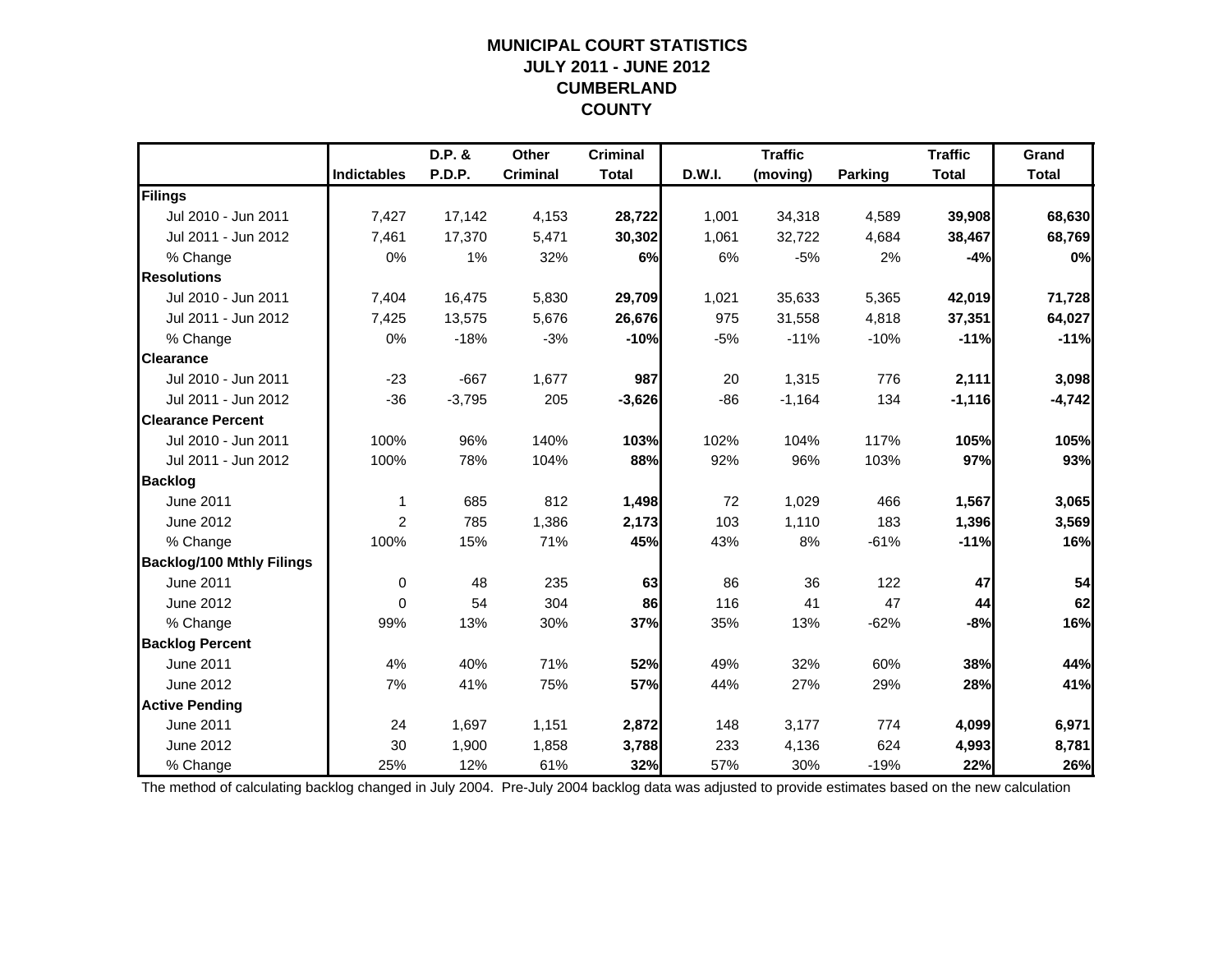# MUNICIPAL COURT STATISTICS
# JULY 2011 - JUNE 2012
# CUMBERLAND COUNTY

| | Indictables | D.P. & P.D.P. | Other Criminal | Criminal Total | D.W.I. | Traffic (moving) | Parking | Traffic Total | Grand Total |
|---|---|---|---|---|---|---|---|---|---|
| **Filings** | | | | | | | | | |
| Jul 2010 - Jun 2011 | 7,427 | 17,142 | 4,153 | **28,722** | 1,001 | 34,318 | 4,589 | **39,908** | **68,630** |
| Jul 2011 - Jun 2012 | 7,461 | 17,370 | 5,471 | **30,302** | 1,061 | 32,722 | 4,684 | **38,467** | **68,769** |
| % Change | 0% | 1% | 32% | **6%** | 6% | -5% | 2% | **-4%** | **0%** |
| **Resolutions** | | | | | | | | | |
| Jul 2010 - Jun 2011 | 7,404 | 16,475 | 5,830 | **29,709** | 1,021 | 35,633 | 5,365 | **42,019** | **71,728** |
| Jul 2011 - Jun 2012 | 7,425 | 13,575 | 5,676 | **26,676** | 975 | 31,558 | 4,818 | **37,351** | **64,027** |
| % Change | 0% | -18% | -3% | **-10%** | -5% | -11% | -10% | **-11%** | **-11%** |
| **Clearance** | | | | | | | | | |
| Jul 2010 - Jun 2011 | -23 | -667 | 1,677 | **987** | 20 | 1,315 | 776 | **2,111** | **3,098** |
| Jul 2011 - Jun 2012 | -36 | -3,795 | 205 | **-3,626** | -86 | -1,164 | 134 | **-1,116** | **-4,742** |
| **Clearance Percent** | | | | | | | | | |
| Jul 2010 - Jun 2011 | 100% | 96% | 140% | **103%** | 102% | 104% | 117% | **105%** | **105%** |
| Jul 2011 - Jun 2012 | 100% | 78% | 104% | **88%** | 92% | 96% | 103% | **97%** | **93%** |
| **Backlog** | | | | | | | | | |
| June 2011 | 1 | 685 | 812 | **1,498** | 72 | 1,029 | 466 | **1,567** | **3,065** |
| June 2012 | 2 | 785 | 1,386 | **2,173** | 103 | 1,110 | 183 | **1,396** | **3,569** |
| % Change | 100% | 15% | 71% | **45%** | 43% | 8% | -61% | **-11%** | **16%** |
| **Backlog/100 Mthly Filings** | | | | | | | | | |
| June 2011 | 0 | 48 | 235 | **63** | 86 | 36 | 122 | **47** | **54** |
| June 2012 | 0 | 54 | 304 | **86** | 116 | 41 | 47 | **44** | **62** |
| % Change | 99% | 13% | 30% | **37%** | 35% | 13% | -62% | **-8%** | **16%** |
| **Backlog Percent** | | | | | | | | | |
| June 2011 | 4% | 40% | 71% | **52%** | 49% | 32% | 60% | **38%** | **44%** |
| June 2012 | 7% | 41% | 75% | **57%** | 44% | 27% | 29% | **28%** | **41%** |
| **Active Pending** | | | | | | | | | |
| June 2011 | 24 | 1,697 | 1,151 | **2,872** | 148 | 3,177 | 774 | **4,099** | **6,971** |
| June 2012 | 30 | 1,900 | 1,858 | **3,788** | 233 | 4,136 | 624 | **4,993** | **8,781** |
| % Change | 25% | 12% | 61% | **32%** | 57% | 30% | -19% | **22%** | **26%** |

The method of calculating backlog changed in July 2004. Pre-July 2004 backlog data was adjusted to provide estimates based on the new calculation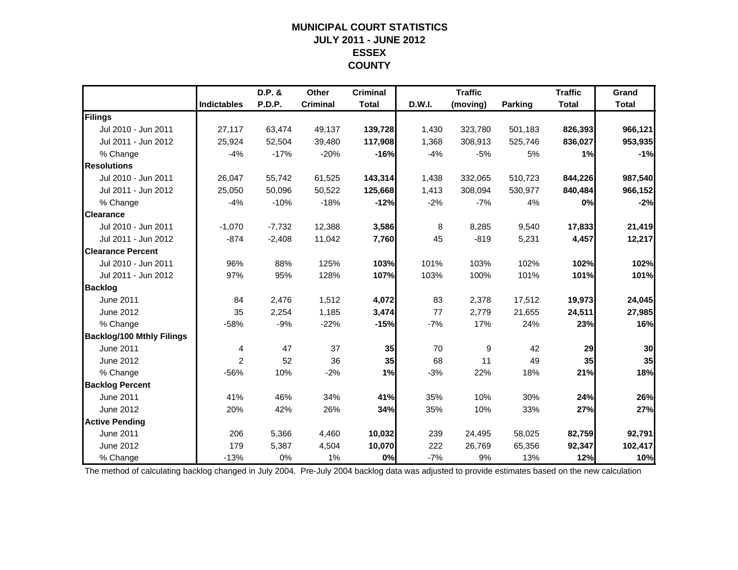# MUNICIPAL COURT STATISTICS
# JULY 2011 - JUNE 2012
# ESSEX
# COUNTY

| | Indictables | D.P. & P.D.P. | Other Criminal | Criminal Total | D.W.I. | Traffic (moving) | Parking | Traffic Total | Grand Total |
|---|---|---|---|---|---|---|---|---|---|
| **Filings** | | | | | | | | | |
| Jul 2010 - Jun 2011 | 27,117 | 63,474 | 49,137 | **139,728** | 1,430 | 323,780 | 501,183 | **826,393** | **966,121** |
| Jul 2011 - Jun 2012 | 25,924 | 52,504 | 39,480 | **117,908** | 1,368 | 308,913 | 525,746 | **836,027** | **953,935** |
| % Change | -4% | -17% | -20% | **-16%** | -4% | -5% | 5% | **1%** | **-1%** |
| **Resolutions** | | | | | | | | | |
| Jul 2010 - Jun 2011 | 26,047 | 55,742 | 61,525 | **143,314** | 1,438 | 332,065 | 510,723 | **844,226** | **987,540** |
| Jul 2011 - Jun 2012 | 25,050 | 50,096 | 50,522 | **125,668** | 1,413 | 308,094 | 530,977 | **840,484** | **966,152** |
| % Change | -4% | -10% | -18% | **-12%** | -2% | -7% | 4% | **0%** | **-2%** |
| **Clearance** | | | | | | | | | |
| Jul 2010 - Jun 2011 | -1,070 | -7,732 | 12,388 | **3,586** | 8 | 8,285 | 9,540 | **17,833** | **21,419** |
| Jul 2011 - Jun 2012 | -874 | -2,408 | 11,042 | **7,760** | 45 | -819 | 5,231 | **4,457** | **12,217** |
| **Clearance Percent** | | | | | | | | | |
| Jul 2010 - Jun 2011 | 96% | 88% | 125% | **103%** | 101% | 103% | 102% | **102%** | **102%** |
| Jul 2011 - Jun 2012 | 97% | 95% | 128% | **107%** | 103% | 100% | 101% | **101%** | **101%** |
| **Backlog** | | | | | | | | | |
| June 2011 | 84 | 2,476 | 1,512 | **4,072** | 83 | 2,378 | 17,512 | **19,973** | **24,045** |
| June 2012 | 35 | 2,254 | 1,185 | **3,474** | 77 | 2,779 | 21,655 | **24,511** | **27,985** |
| % Change | -58% | -9% | -22% | **-15%** | -7% | 17% | 24% | **23%** | **16%** |
| **Backlog/100 Mthly Filings** | | | | | | | | | |
| June 2011 | 4 | 47 | 37 | **35** | 70 | 9 | 42 | **29** | **30** |
| June 2012 | 2 | 52 | 36 | **35** | 68 | 11 | 49 | **35** | **35** |
| % Change | -56% | 10% | -2% | **1%** | -3% | 22% | 18% | **21%** | **18%** |
| **Backlog Percent** | | | | | | | | | |
| June 2011 | 41% | 46% | 34% | **41%** | 35% | 10% | 30% | **24%** | **26%** |
| June 2012 | 20% | 42% | 26% | **34%** | 35% | 10% | 33% | **27%** | **27%** |
| **Active Pending** | | | | | | | | | |
| June 2011 | 206 | 5,366 | 4,460 | **10,032** | 239 | 24,495 | 58,025 | **82,759** | **92,791** |
| June 2012 | 179 | 5,387 | 4,504 | **10,070** | 222 | 26,769 | 65,356 | **92,347** | **102,417** |
| % Change | -13% | 0% | 1% | **0%** | -7% | 9% | 13% | **12%** | **10%** |

The method of calculating backlog changed in July 2004. Pre-July 2004 backlog data was adjusted to provide estimates based on the new calculation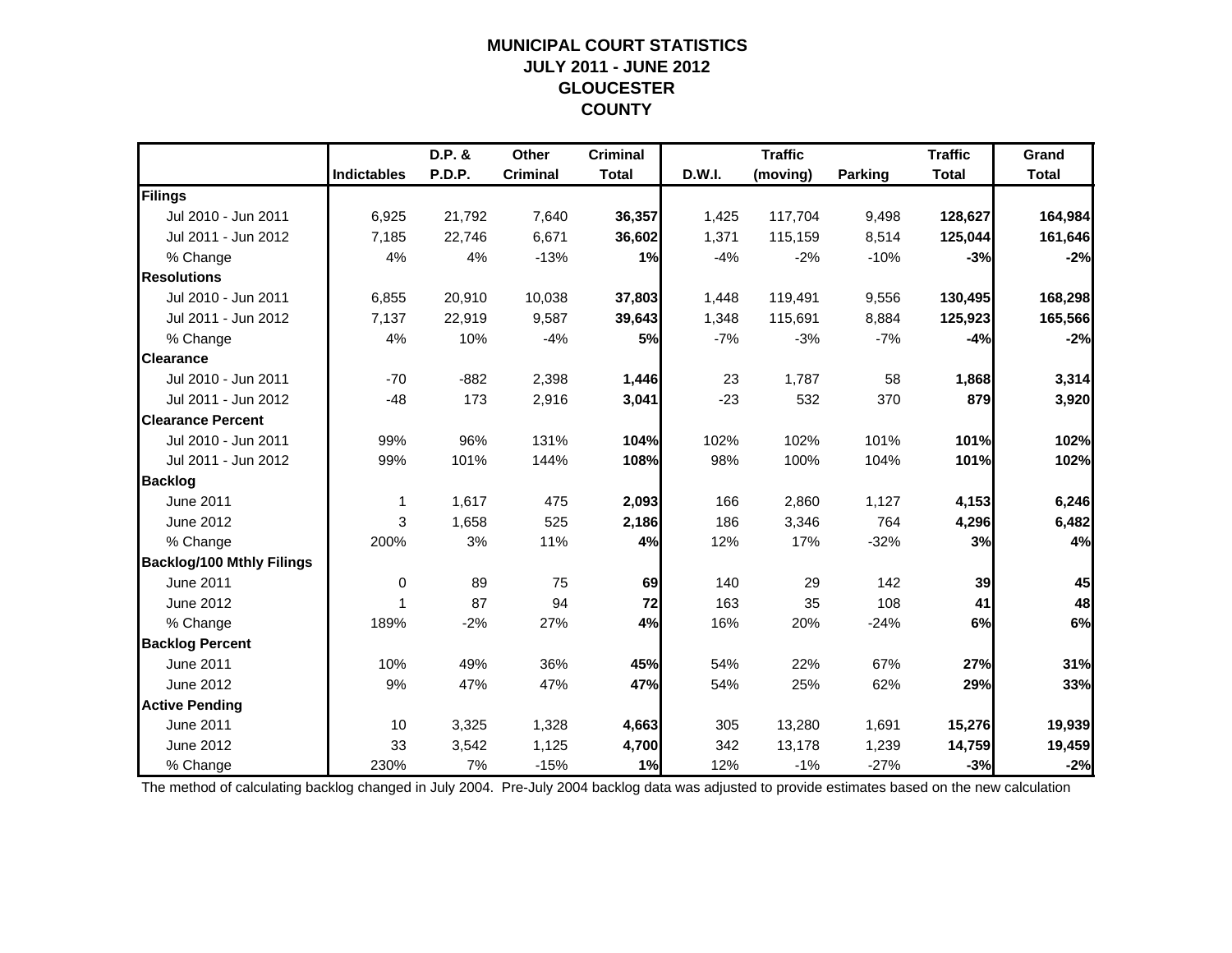# MUNICIPAL COURT STATISTICS
## JULY 2011 - JUNE 2012
## GLOUCESTER COUNTY

| | Indictables | D.P. & P.D.P. | Other Criminal | Criminal Total | D.W.I. | Traffic (moving) | Parking | Traffic Total | Grand Total |
|---|---|---|---|---|---|---|---|---|---|
| **Filings** | | | | | | | | | |
| Jul 2010 - Jun 2011 | 6,925 | 21,792 | 7,640 | **36,357** | 1,425 | 117,704 | 9,498 | **128,627** | **164,984** |
| Jul 2011 - Jun 2012 | 7,185 | 22,746 | 6,671 | **36,602** | 1,371 | 115,159 | 8,514 | **125,044** | **161,646** |
| % Change | 4% | 4% | -13% | **1%** | -4% | -2% | -10% | **-3%** | **-2%** |
| **Resolutions** | | | | | | | | | |
| Jul 2010 - Jun 2011 | 6,855 | 20,910 | 10,038 | **37,803** | 1,448 | 119,491 | 9,556 | **130,495** | **168,298** |
| Jul 2011 - Jun 2012 | 7,137 | 22,919 | 9,587 | **39,643** | 1,348 | 115,691 | 8,884 | **125,923** | **165,566** |
| % Change | 4% | 10% | -4% | **5%** | -7% | -3% | -7% | **-4%** | **-2%** |
| **Clearance** | | | | | | | | | |
| Jul 2010 - Jun 2011 | -70 | -882 | 2,398 | **1,446** | 23 | 1,787 | 58 | **1,868** | **3,314** |
| Jul 2011 - Jun 2012 | -48 | 173 | 2,916 | **3,041** | -23 | 532 | 370 | **879** | **3,920** |
| **Clearance Percent** | | | | | | | | | |
| Jul 2010 - Jun 2011 | 99% | 96% | 131% | **104%** | 102% | 102% | 101% | **101%** | **102%** |
| Jul 2011 - Jun 2012 | 99% | 101% | 144% | **108%** | 98% | 100% | 104% | **101%** | **102%** |
| **Backlog** | | | | | | | | | |
| June 2011 | 1 | 1,617 | 475 | **2,093** | 166 | 2,860 | 1,127 | **4,153** | **6,246** |
| June 2012 | 3 | 1,658 | 525 | **2,186** | 186 | 3,346 | 764 | **4,296** | **6,482** |
| % Change | 200% | 3% | 11% | **4%** | 12% | 17% | -32% | **3%** | **4%** |
| **Backlog/100 Mthly Filings** | | | | | | | | | |
| June 2011 | 0 | 89 | 75 | **69** | 140 | 29 | 142 | **39** | **45** |
| June 2012 | 1 | 87 | 94 | **72** | 163 | 35 | 108 | **41** | **48** |
| % Change | 189% | -2% | 27% | **4%** | 16% | 20% | -24% | **6%** | **6%** |
| **Backlog Percent** | | | | | | | | | |
| June 2011 | 10% | 49% | 36% | **45%** | 54% | 22% | 67% | **27%** | **31%** |
| June 2012 | 9% | 47% | 47% | **47%** | 54% | 25% | 62% | **29%** | **33%** |
| **Active Pending** | | | | | | | | | |
| June 2011 | 10 | 3,325 | 1,328 | **4,663** | 305 | 13,280 | 1,691 | **15,276** | **19,939** |
| June 2012 | 33 | 3,542 | 1,125 | **4,700** | 342 | 13,178 | 1,239 | **14,759** | **19,459** |
| % Change | 230% | 7% | -15% | **1%** | 12% | -1% | -27% | **-3%** | **-2%** |

The method of calculating backlog changed in July 2004. Pre-July 2004 backlog data was adjusted to provide estimates based on the new calculation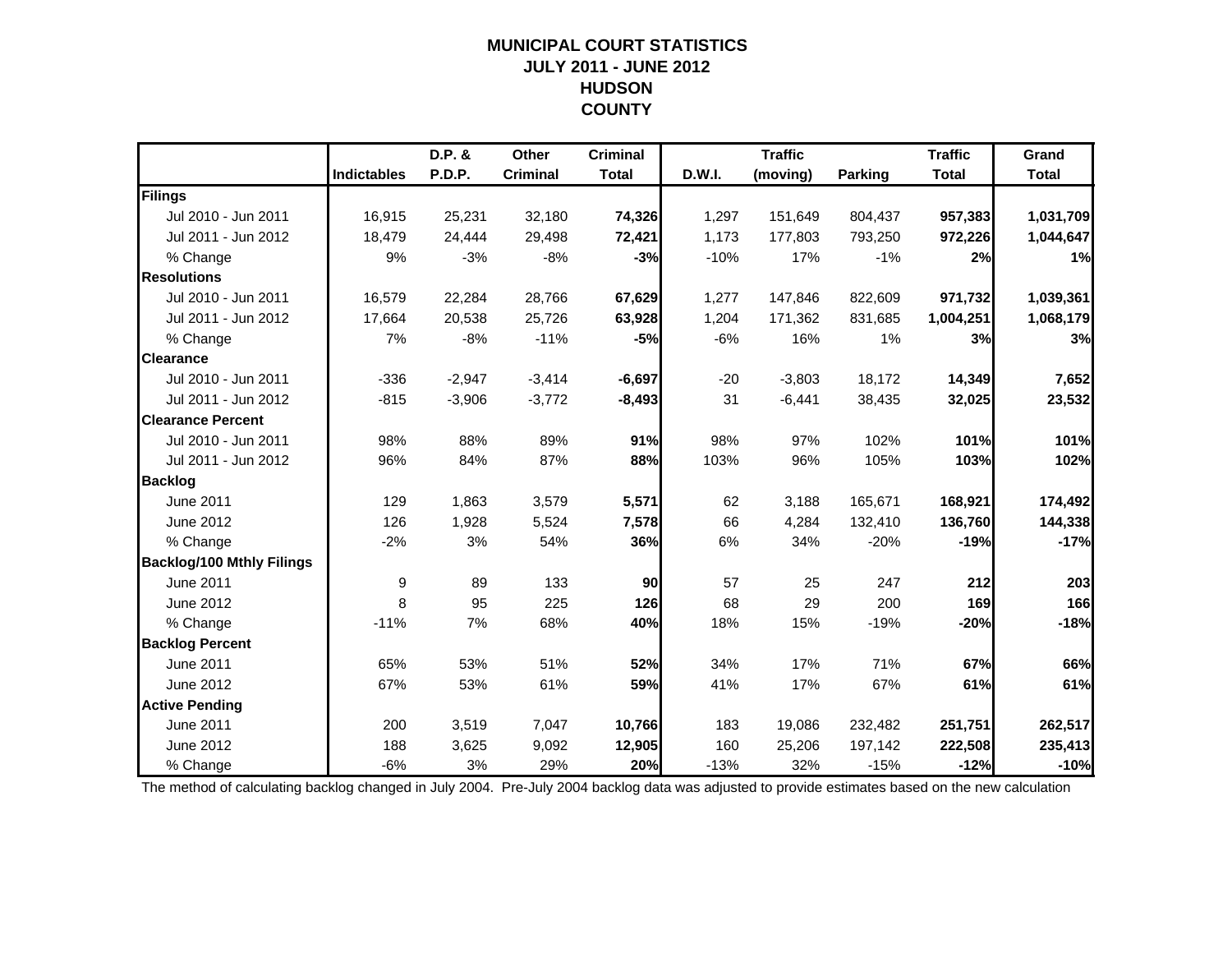# MUNICIPAL COURT STATISTICS
## JULY 2011 - JUNE 2012
## HUDSON
## COUNTY

| | Indictables | D.P. & P.D.P. | Other Criminal | Criminal Total | D.W.I. | Traffic (moving) | Parking | Traffic Total | Grand Total |
|---|---|---|---|---|---|---|---|---|---|
| **Filings** | | | | | | | | | |
| Jul 2010 - Jun 2011 | 16,915 | 25,231 | 32,180 | **74,326** | 1,297 | 151,649 | 804,437 | **957,383** | **1,031,709** |
| Jul 2011 - Jun 2012 | 18,479 | 24,444 | 29,498 | **72,421** | 1,173 | 177,803 | 793,250 | **972,226** | **1,044,647** |
| % Change | 9% | -3% | -8% | **-3%** | -10% | 17% | -1% | **2%** | **1%** |
| **Resolutions** | | | | | | | | | |
| Jul 2010 - Jun 2011 | 16,579 | 22,284 | 28,766 | **67,629** | 1,277 | 147,846 | 822,609 | **971,732** | **1,039,361** |
| Jul 2011 - Jun 2012 | 17,664 | 20,538 | 25,726 | **63,928** | 1,204 | 171,362 | 831,685 | **1,004,251** | **1,068,179** |
| % Change | 7% | -8% | -11% | **-5%** | -6% | 16% | 1% | **3%** | **3%** |
| **Clearance** | | | | | | | | | |
| Jul 2010 - Jun 2011 | -336 | -2,947 | -3,414 | **-6,697** | -20 | -3,803 | 18,172 | **14,349** | **7,652** |
| Jul 2011 - Jun 2012 | -815 | -3,906 | -3,772 | **-8,493** | 31 | -6,441 | 38,435 | **32,025** | **23,532** |
| **Clearance Percent** | | | | | | | | | |
| Jul 2010 - Jun 2011 | 98% | 88% | 89% | **91%** | 98% | 97% | 102% | **101%** | **101%** |
| Jul 2011 - Jun 2012 | 96% | 84% | 87% | **88%** | 103% | 96% | 105% | **103%** | **102%** |
| **Backlog** | | | | | | | | | |
| June 2011 | 129 | 1,863 | 3,579 | **5,571** | 62 | 3,188 | 165,671 | **168,921** | **174,492** |
| June 2012 | 126 | 1,928 | 5,524 | **7,578** | 66 | 4,284 | 132,410 | **136,760** | **144,338** |
| % Change | -2% | 3% | 54% | **36%** | 6% | 34% | -20% | **-19%** | **-17%** |
| **Backlog/100 Mthly Filings** | | | | | | | | | |
| June 2011 | 9 | 89 | 133 | **90** | 57 | 25 | 247 | **212** | **203** |
| June 2012 | 8 | 95 | 225 | **126** | 68 | 29 | 200 | **169** | **166** |
| % Change | -11% | 7% | 68% | **40%** | 18% | 15% | -19% | **-20%** | **-18%** |
| **Backlog Percent** | | | | | | | | | |
| June 2011 | 65% | 53% | 51% | **52%** | 34% | 17% | 71% | **67%** | **66%** |
| June 2012 | 67% | 53% | 61% | **59%** | 41% | 17% | 67% | **61%** | **61%** |
| **Active Pending** | | | | | | | | | |
| June 2011 | 200 | 3,519 | 7,047 | **10,766** | 183 | 19,086 | 232,482 | **251,751** | **262,517** |
| June 2012 | 188 | 3,625 | 9,092 | **12,905** | 160 | 25,206 | 197,142 | **222,508** | **235,413** |
| % Change | -6% | 3% | 29% | **20%** | -13% | 32% | -15% | **-12%** | **-10%** |

The method of calculating backlog changed in July 2004. Pre-July 2004 backlog data was adjusted to provide estimates based on the new calculation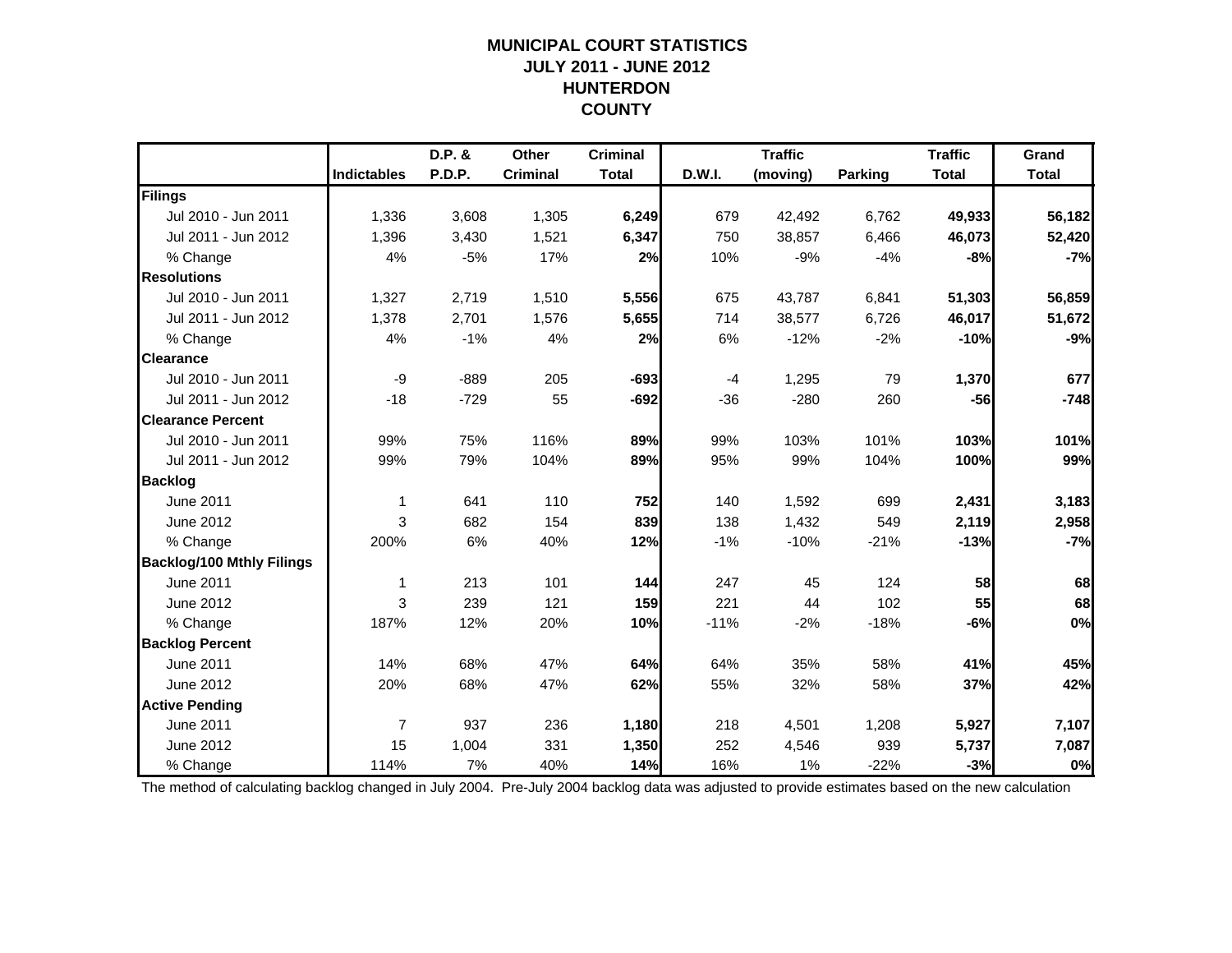# MUNICIPAL COURT STATISTICS
## JULY 2011 - JUNE 2012
## HUNTERDON
## COUNTY

| | Indictables | D.P. & P.D.P. | Other Criminal | Criminal Total | D.W.I. | Traffic (moving) | Parking | Traffic Total | Grand Total |
|---|---|---|---|---|---|---|---|---|---|
| **Filings** | | | | | | | | | |
| Jul 2010 - Jun 2011 | 1,336 | 3,608 | 1,305 | **6,249** | 679 | 42,492 | 6,762 | **49,933** | **56,182** |
| Jul 2011 - Jun 2012 | 1,396 | 3,430 | 1,521 | **6,347** | 750 | 38,857 | 6,466 | **46,073** | **52,420** |
| % Change | 4% | -5% | 17% | **2%** | 10% | -9% | -4% | **-8%** | **-7%** |
| **Resolutions** | | | | | | | | | |
| Jul 2010 - Jun 2011 | 1,327 | 2,719 | 1,510 | **5,556** | 675 | 43,787 | 6,841 | **51,303** | **56,859** |
| Jul 2011 - Jun 2012 | 1,378 | 2,701 | 1,576 | **5,655** | 714 | 38,577 | 6,726 | **46,017** | **51,672** |
| % Change | 4% | -1% | 4% | **2%** | 6% | -12% | -2% | **-10%** | **-9%** |
| **Clearance** | | | | | | | | | |
| Jul 2010 - Jun 2011 | -9 | -889 | 205 | **-693** | -4 | 1,295 | 79 | **1,370** | **677** |
| Jul 2011 - Jun 2012 | -18 | -729 | 55 | **-692** | -36 | -280 | 260 | **-56** | **-748** |
| **Clearance Percent** | | | | | | | | | |
| Jul 2010 - Jun 2011 | 99% | 75% | 116% | **89%** | 99% | 103% | 101% | **103%** | **101%** |
| Jul 2011 - Jun 2012 | 99% | 79% | 104% | **89%** | 95% | 99% | 104% | **100%** | **99%** |
| **Backlog** | | | | | | | | | |
| June 2011 | 1 | 641 | 110 | **752** | 140 | 1,592 | 699 | **2,431** | **3,183** |
| June 2012 | 3 | 682 | 154 | **839** | 138 | 1,432 | 549 | **2,119** | **2,958** |
| % Change | 200% | 6% | 40% | **12%** | -1% | -10% | -21% | **-13%** | **-7%** |
| **Backlog/100 Mthly Filings** | | | | | | | | | |
| June 2011 | 1 | 213 | 101 | **144** | 247 | 45 | 124 | **58** | **68** |
| June 2012 | 3 | 239 | 121 | **159** | 221 | 44 | 102 | **55** | **68** |
| % Change | 187% | 12% | 20% | **10%** | -11% | -2% | -18% | **-6%** | **0%** |
| **Backlog Percent** | | | | | | | | | |
| June 2011 | 14% | 68% | 47% | **64%** | 64% | 35% | 58% | **41%** | **45%** |
| June 2012 | 20% | 68% | 47% | **62%** | 55% | 32% | 58% | **37%** | **42%** |
| **Active Pending** | | | | | | | | | |
| June 2011 | 7 | 937 | 236 | **1,180** | 218 | 4,501 | 1,208 | **5,927** | **7,107** |
| June 2012 | 15 | 1,004 | 331 | **1,350** | 252 | 4,546 | 939 | **5,737** | **7,087** |
| % Change | 114% | 7% | 40% | **14%** | 16% | 1% | -22% | **-3%** | **0%** |

The method of calculating backlog changed in July 2004. Pre-July 2004 backlog data was adjusted to provide estimates based on the new calculation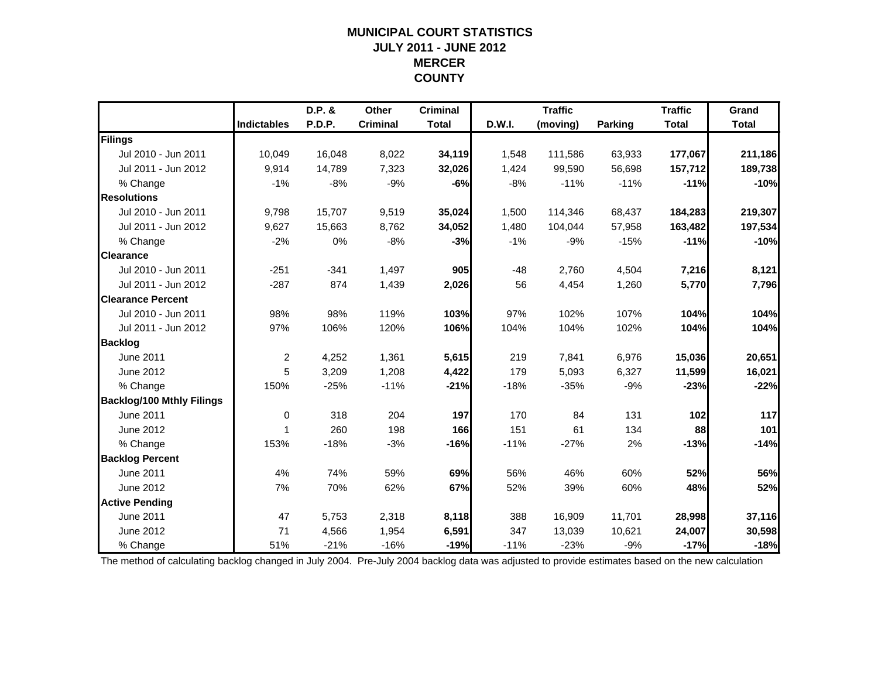# MUNICIPAL COURT STATISTICS
## JULY 2011 - JUNE 2012
## MERCER COUNTY

| | Indictables | D.P. & P.D.P. | Other Criminal | Criminal Total | D.W.I. | Traffic (moving) | Parking | Traffic Total | Grand Total |
|---|---|---|---|---|---|---|---|---|---|
| **Filings** | | | | | | | | | |
| Jul 2010 - Jun 2011 | 10,049 | 16,048 | 8,022 | **34,119** | 1,548 | 111,586 | 63,933 | **177,067** | **211,186** |
| Jul 2011 - Jun 2012 | 9,914 | 14,789 | 7,323 | **32,026** | 1,424 | 99,590 | 56,698 | **157,712** | **189,738** |
| % Change | -1% | -8% | -9% | **-6%** | -8% | -11% | -11% | **-11%** | **-10%** |
| **Resolutions** | | | | | | | | | |
| Jul 2010 - Jun 2011 | 9,798 | 15,707 | 9,519 | **35,024** | 1,500 | 114,346 | 68,437 | **184,283** | **219,307** |
| Jul 2011 - Jun 2012 | 9,627 | 15,663 | 8,762 | **34,052** | 1,480 | 104,044 | 57,958 | **163,482** | **197,534** |
| % Change | -2% | 0% | -8% | **-3%** | -1% | -9% | -15% | **-11%** | **-10%** |
| **Clearance** | | | | | | | | | |
| Jul 2010 - Jun 2011 | -251 | -341 | 1,497 | **905** | -48 | 2,760 | 4,504 | **7,216** | **8,121** |
| Jul 2011 - Jun 2012 | -287 | 874 | 1,439 | **2,026** | 56 | 4,454 | 1,260 | **5,770** | **7,796** |
| **Clearance Percent** | | | | | | | | | |
| Jul 2010 - Jun 2011 | 98% | 98% | 119% | **103%** | 97% | 102% | 107% | **104%** | **104%** |
| Jul 2011 - Jun 2012 | 97% | 106% | 120% | **106%** | 104% | 104% | 102% | **104%** | **104%** |
| **Backlog** | | | | | | | | | |
| June 2011 | 2 | 4,252 | 1,361 | **5,615** | 219 | 7,841 | 6,976 | **15,036** | **20,651** |
| June 2012 | 5 | 3,209 | 1,208 | **4,422** | 179 | 5,093 | 6,327 | **11,599** | **16,021** |
| % Change | 150% | -25% | -11% | **-21%** | -18% | -35% | -9% | **-23%** | **-22%** |
| **Backlog/100 Mthly Filings** | | | | | | | | | |
| June 2011 | 0 | 318 | 204 | **197** | 170 | 84 | 131 | **102** | **117** |
| June 2012 | 1 | 260 | 198 | **166** | 151 | 61 | 134 | **88** | **101** |
| % Change | 153% | -18% | -3% | **-16%** | -11% | -27% | 2% | **-13%** | **-14%** |
| **Backlog Percent** | | | | | | | | | |
| June 2011 | 4% | 74% | 59% | **69%** | 56% | 46% | 60% | **52%** | **56%** |
| June 2012 | 7% | 70% | 62% | **67%** | 52% | 39% | 60% | **48%** | **52%** |
| **Active Pending** | | | | | | | | | |
| June 2011 | 47 | 5,753 | 2,318 | **8,118** | 388 | 16,909 | 11,701 | **28,998** | **37,116** |
| June 2012 | 71 | 4,566 | 1,954 | **6,591** | 347 | 13,039 | 10,621 | **24,007** | **30,598** |
| % Change | 51% | -21% | -16% | **-19%** | -11% | -23% | -9% | **-17%** | **-18%** |

The method of calculating backlog changed in July 2004. Pre-July 2004 backlog data was adjusted to provide estimates based on the new calculation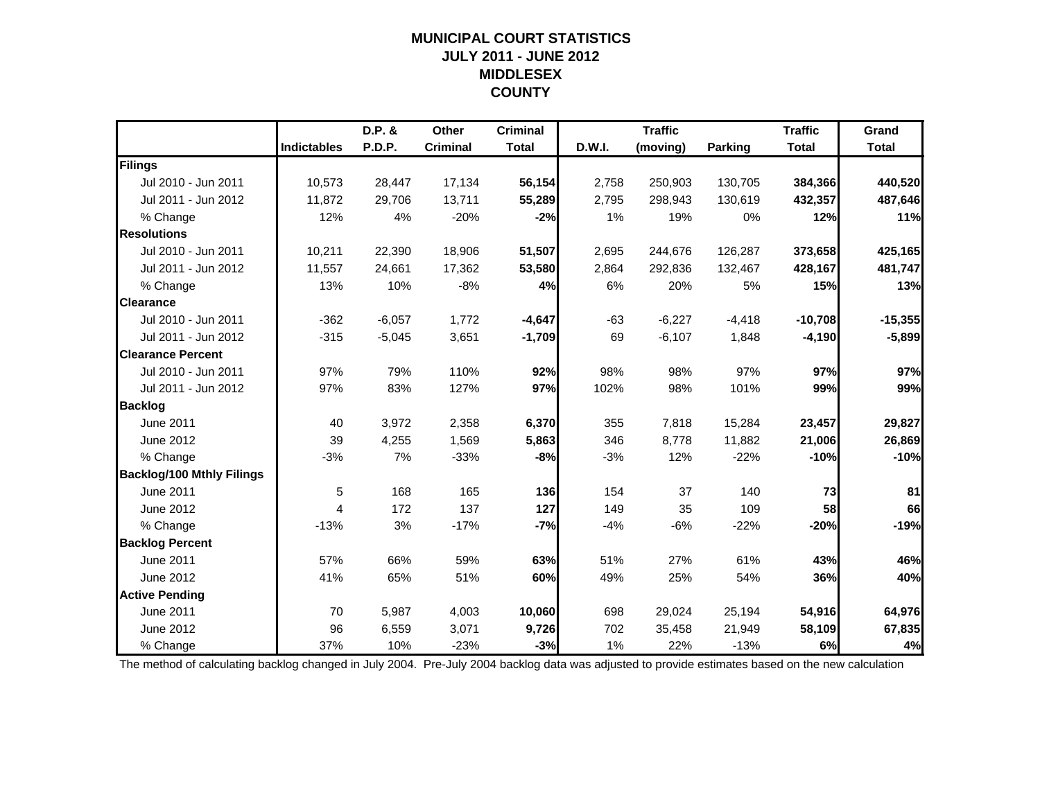# MUNICIPAL COURT STATISTICS
## JULY 2011 - JUNE 2012
## MIDDLESEX COUNTY

| | Indictables | D.P. & P.D.P. | Other Criminal | Criminal Total | D.W.I. | Traffic (moving) | Parking | Traffic Total | Grand Total |
|---|---|---|---|---|---|---|---|---|---|
| **Filings** | | | | | | | | | |
| Jul 2010 - Jun 2011 | 10,573 | 28,447 | 17,134 | **56,154** | 2,758 | 250,903 | 130,705 | **384,366** | **440,520** |
| Jul 2011 - Jun 2012 | 11,872 | 29,706 | 13,711 | **55,289** | 2,795 | 298,943 | 130,619 | **432,357** | **487,646** |
| % Change | 12% | 4% | -20% | **-2%** | 1% | 19% | 0% | **12%** | **11%** |
| **Resolutions** | | | | | | | | | |
| Jul 2010 - Jun 2011 | 10,211 | 22,390 | 18,906 | **51,507** | 2,695 | 244,676 | 126,287 | **373,658** | **425,165** |
| Jul 2011 - Jun 2012 | 11,557 | 24,661 | 17,362 | **53,580** | 2,864 | 292,836 | 132,467 | **428,167** | **481,747** |
| % Change | 13% | 10% | -8% | **4%** | 6% | 20% | 5% | **15%** | **13%** |
| **Clearance** | | | | | | | | | |
| Jul 2010 - Jun 2011 | -362 | -6,057 | 1,772 | **-4,647** | -63 | -6,227 | -4,418 | **-10,708** | **-15,355** |
| Jul 2011 - Jun 2012 | -315 | -5,045 | 3,651 | **-1,709** | 69 | -6,107 | 1,848 | **-4,190** | **-5,899** |
| **Clearance Percent** | | | | | | | | | |
| Jul 2010 - Jun 2011 | 97% | 79% | 110% | **92%** | 98% | 98% | 97% | **97%** | **97%** |
| Jul 2011 - Jun 2012 | 97% | 83% | 127% | **97%** | 102% | 98% | 101% | **99%** | **99%** |
| **Backlog** | | | | | | | | | |
| June 2011 | 40 | 3,972 | 2,358 | **6,370** | 355 | 7,818 | 15,284 | **23,457** | **29,827** |
| June 2012 | 39 | 4,255 | 1,569 | **5,863** | 346 | 8,778 | 11,882 | **21,006** | **26,869** |
| % Change | -3% | 7% | -33% | **-8%** | -3% | 12% | -22% | **-10%** | **-10%** |
| **Backlog/100 Mthly Filings** | | | | | | | | | |
| June 2011 | 5 | 168 | 165 | **136** | 154 | 37 | 140 | **73** | **81** |
| June 2012 | 4 | 172 | 137 | **127** | 149 | 35 | 109 | **58** | **66** |
| % Change | -13% | 3% | -17% | **-7%** | -4% | -6% | -22% | **-20%** | **-19%** |
| **Backlog Percent** | | | | | | | | | |
| June 2011 | 57% | 66% | 59% | **63%** | 51% | 27% | 61% | **43%** | **46%** |
| June 2012 | 41% | 65% | 51% | **60%** | 49% | 25% | 54% | **36%** | **40%** |
| **Active Pending** | | | | | | | | | |
| June 2011 | 70 | 5,987 | 4,003 | **10,060** | 698 | 29,024 | 25,194 | **54,916** | **64,976** |
| June 2012 | 96 | 6,559 | 3,071 | **9,726** | 702 | 35,458 | 21,949 | **58,109** | **67,835** |
| % Change | 37% | 10% | -23% | **-3%** | 1% | 22% | -13% | **6%** | **4%** |

The method of calculating backlog changed in July 2004. Pre-July 2004 backlog data was adjusted to provide estimates based on the new calculation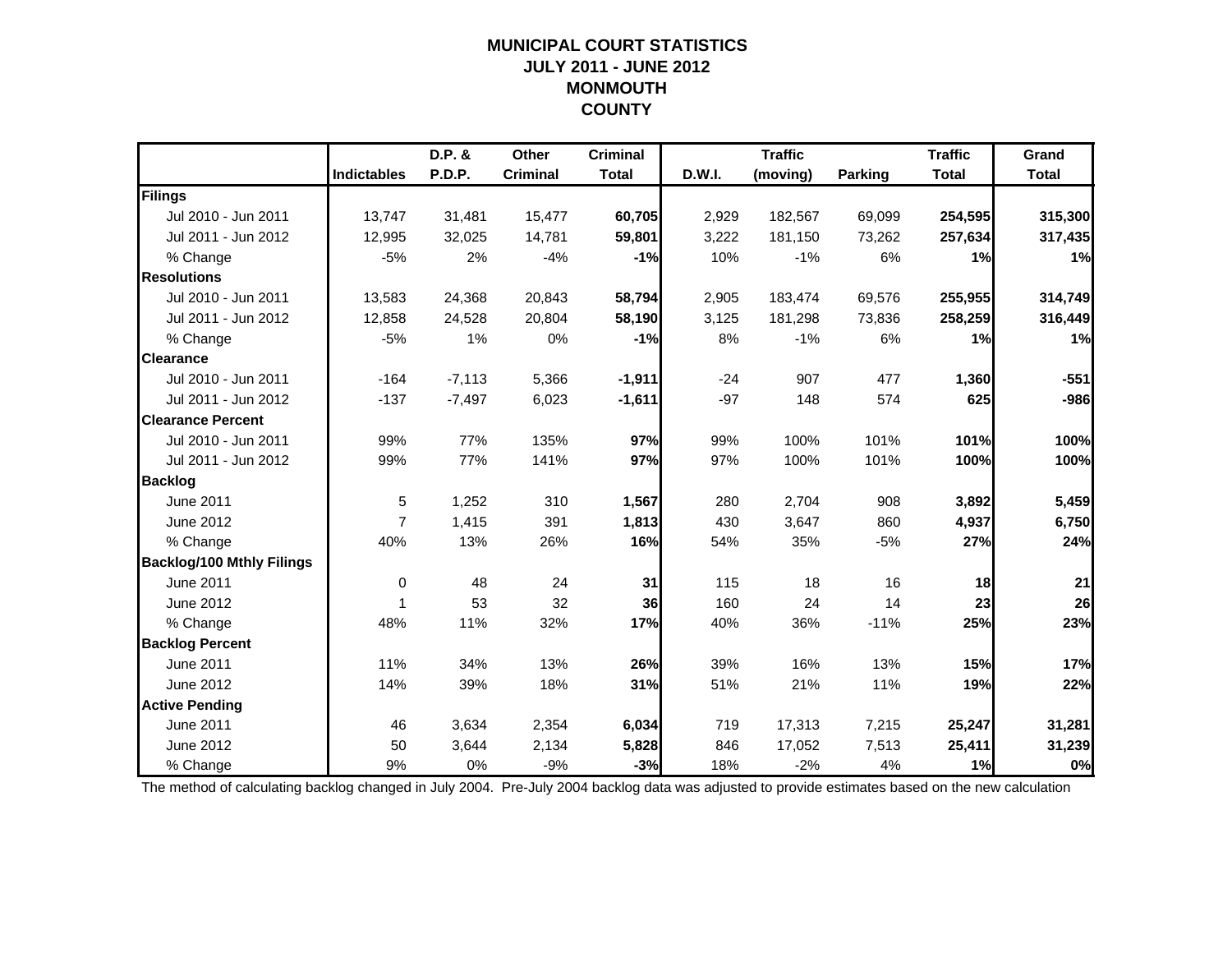# MUNICIPAL COURT STATISTICS
## JULY 2011 - JUNE 2012
## MONMOUTH COUNTY

| | Indictables | D.P. & P.D.P. | Other Criminal | Criminal Total | D.W.I. | Traffic (moving) | Parking | Traffic Total | Grand Total |
|---|---|---|---|---|---|---|---|---|---|
| **Filings** | | | | | | | | | |
| Jul 2010 - Jun 2011 | 13,747 | 31,481 | 15,477 | **60,705** | 2,929 | 182,567 | 69,099 | **254,595** | **315,300** |
| Jul 2011 - Jun 2012 | 12,995 | 32,025 | 14,781 | **59,801** | 3,222 | 181,150 | 73,262 | **257,634** | **317,435** |
| % Change | -5% | 2% | -4% | **-1%** | 10% | -1% | 6% | **1%** | **1%** |
| **Resolutions** | | | | | | | | | |
| Jul 2010 - Jun 2011 | 13,583 | 24,368 | 20,843 | **58,794** | 2,905 | 183,474 | 69,576 | **255,955** | **314,749** |
| Jul 2011 - Jun 2012 | 12,858 | 24,528 | 20,804 | **58,190** | 3,125 | 181,298 | 73,836 | **258,259** | **316,449** |
| % Change | -5% | 1% | 0% | **-1%** | 8% | -1% | 6% | **1%** | **1%** |
| **Clearance** | | | | | | | | | |
| Jul 2010 - Jun 2011 | -164 | -7,113 | 5,366 | **-1,911** | -24 | 907 | 477 | **1,360** | **-551** |
| Jul 2011 - Jun 2012 | -137 | -7,497 | 6,023 | **-1,611** | -97 | 148 | 574 | **625** | **-986** |
| **Clearance Percent** | | | | | | | | | |
| Jul 2010 - Jun 2011 | 99% | 77% | 135% | **97%** | 99% | 100% | 101% | **101%** | **100%** |
| Jul 2011 - Jun 2012 | 99% | 77% | 141% | **97%** | 97% | 100% | 101% | **100%** | **100%** |
| **Backlog** | | | | | | | | | |
| June 2011 | 5 | 1,252 | 310 | **1,567** | 280 | 2,704 | 908 | **3,892** | **5,459** |
| June 2012 | 7 | 1,415 | 391 | **1,813** | 430 | 3,647 | 860 | **4,937** | **6,750** |
| % Change | 40% | 13% | 26% | **16%** | 54% | 35% | -5% | **27%** | **24%** |
| **Backlog/100 Mthly Filings** | | | | | | | | | |
| June 2011 | 0 | 48 | 24 | **31** | 115 | 18 | 16 | **18** | **21** |
| June 2012 | 1 | 53 | 32 | **36** | 160 | 24 | 14 | **23** | **26** |
| % Change | 48% | 11% | 32% | **17%** | 40% | 36% | -11% | **25%** | **23%** |
| **Backlog Percent** | | | | | | | | | |
| June 2011 | 11% | 34% | 13% | **26%** | 39% | 16% | 13% | **15%** | **17%** |
| June 2012 | 14% | 39% | 18% | **31%** | 51% | 21% | 11% | **19%** | **22%** |
| **Active Pending** | | | | | | | | | |
| June 2011 | 46 | 3,634 | 2,354 | **6,034** | 719 | 17,313 | 7,215 | **25,247** | **31,281** |
| June 2012 | 50 | 3,644 | 2,134 | **5,828** | 846 | 17,052 | 7,513 | **25,411** | **31,239** |
| % Change | 9% | 0% | -9% | **-3%** | 18% | -2% | 4% | **1%** | **0%** |

The method of calculating backlog changed in July 2004. Pre-July 2004 backlog data was adjusted to provide estimates based on the new calculation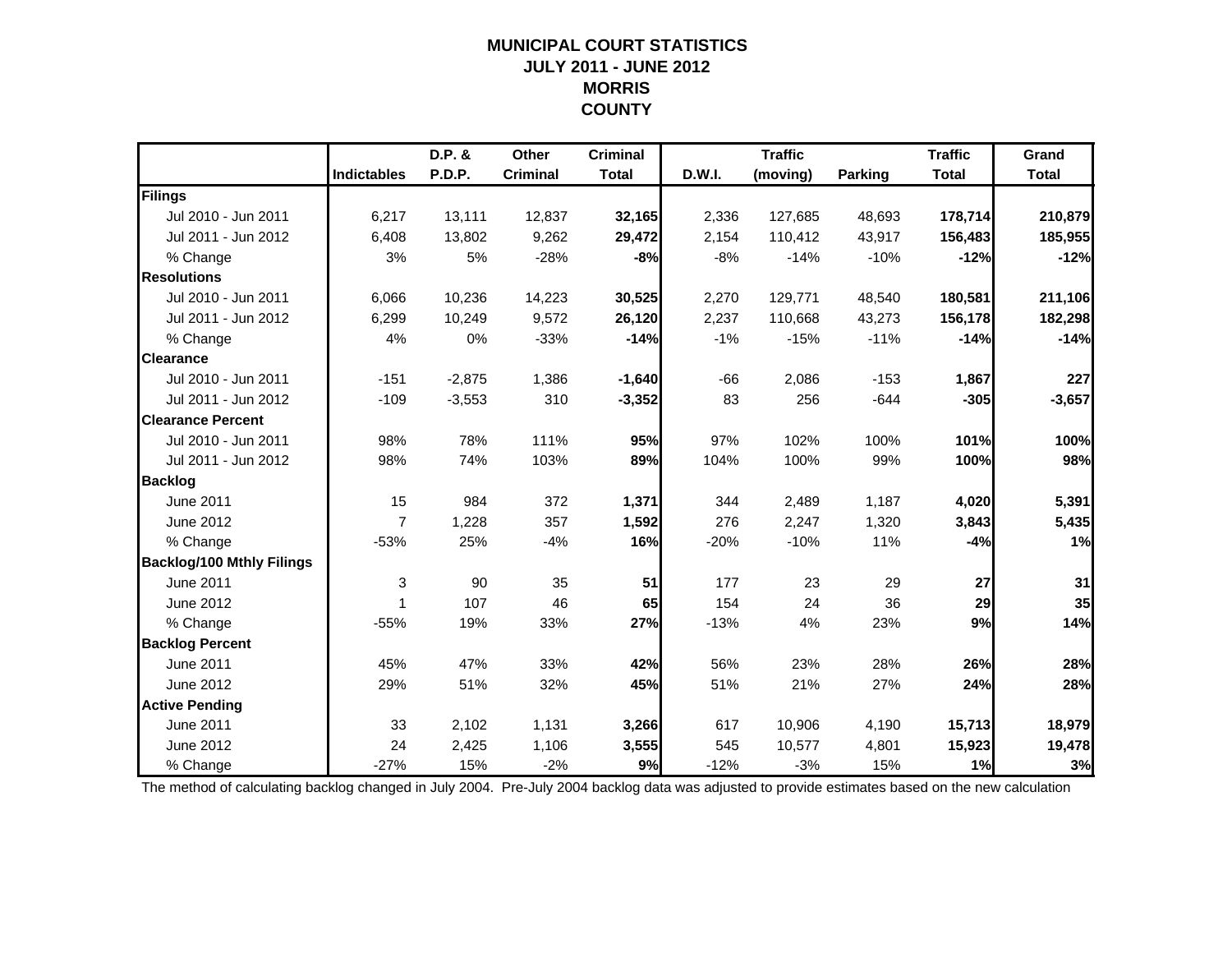# MUNICIPAL COURT STATISTICS
## JULY 2011 - JUNE 2012
## MORRIS
## COUNTY

| | Indictables | D.P. & P.D.P. | Other Criminal | Criminal Total | D.W.I. | Traffic (moving) | Parking | Traffic Total | Grand Total |
|---|---|---|---|---|---|---|---|---|---|
| **Filings** | | | | | | | | | |
| Jul 2010 - Jun 2011 | 6,217 | 13,111 | 12,837 | **32,165** | 2,336 | 127,685 | 48,693 | **178,714** | **210,879** |
| Jul 2011 - Jun 2012 | 6,408 | 13,802 | 9,262 | **29,472** | 2,154 | 110,412 | 43,917 | **156,483** | **185,955** |
| % Change | 3% | 5% | -28% | **-8%** | -8% | -14% | -10% | **-12%** | **-12%** |
| **Resolutions** | | | | | | | | | |
| Jul 2010 - Jun 2011 | 6,066 | 10,236 | 14,223 | **30,525** | 2,270 | 129,771 | 48,540 | **180,581** | **211,106** |
| Jul 2011 - Jun 2012 | 6,299 | 10,249 | 9,572 | **26,120** | 2,237 | 110,668 | 43,273 | **156,178** | **182,298** |
| % Change | 4% | 0% | -33% | **-14%** | -1% | -15% | -11% | **-14%** | **-14%** |
| **Clearance** | | | | | | | | | |
| Jul 2010 - Jun 2011 | -151 | -2,875 | 1,386 | **-1,640** | -66 | 2,086 | -153 | **1,867** | **227** |
| Jul 2011 - Jun 2012 | -109 | -3,553 | 310 | **-3,352** | 83 | 256 | -644 | **-305** | **-3,657** |
| **Clearance Percent** | | | | | | | | | |
| Jul 2010 - Jun 2011 | 98% | 78% | 111% | **95%** | 97% | 102% | 100% | **101%** | **100%** |
| Jul 2011 - Jun 2012 | 98% | 74% | 103% | **89%** | 104% | 100% | 99% | **100%** | **98%** |
| **Backlog** | | | | | | | | | |
| June 2011 | 15 | 984 | 372 | **1,371** | 344 | 2,489 | 1,187 | **4,020** | **5,391** |
| June 2012 | 7 | 1,228 | 357 | **1,592** | 276 | 2,247 | 1,320 | **3,843** | **5,435** |
| % Change | -53% | 25% | -4% | **16%** | -20% | -10% | 11% | **-4%** | **1%** |
| **Backlog/100 Mthly Filings** | | | | | | | | | |
| June 2011 | 3 | 90 | 35 | **51** | 177 | 23 | 29 | **27** | **31** |
| June 2012 | 1 | 107 | 46 | **65** | 154 | 24 | 36 | **29** | **35** |
| % Change | -55% | 19% | 33% | **27%** | -13% | 4% | 23% | **9%** | **14%** |
| **Backlog Percent** | | | | | | | | | |
| June 2011 | 45% | 47% | 33% | **42%** | 56% | 23% | 28% | **26%** | **28%** |
| June 2012 | 29% | 51% | 32% | **45%** | 51% | 21% | 27% | **24%** | **28%** |
| **Active Pending** | | | | | | | | | |
| June 2011 | 33 | 2,102 | 1,131 | **3,266** | 617 | 10,906 | 4,190 | **15,713** | **18,979** |
| June 2012 | 24 | 2,425 | 1,106 | **3,555** | 545 | 10,577 | 4,801 | **15,923** | **19,478** |
| % Change | -27% | 15% | -2% | **9%** | -12% | -3% | 15% | **1%** | **3%** |

The method of calculating backlog changed in July 2004. Pre-July 2004 backlog data was adjusted to provide estimates based on the new calculation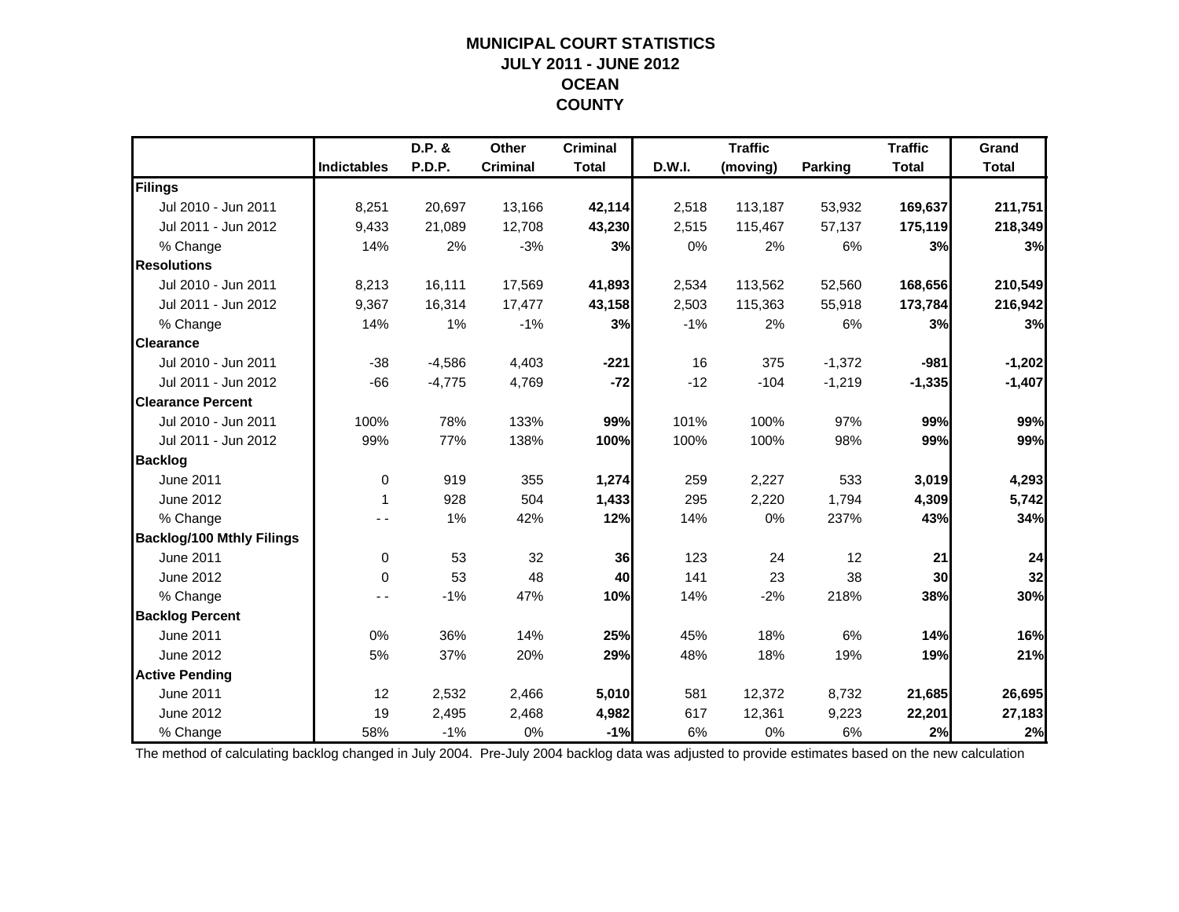# MUNICIPAL COURT STATISTICS
## JULY 2011 - JUNE 2012
## OCEAN
## COUNTY

| | Indictables | D.P. & P.D.P. | Other Criminal | Criminal Total | D.W.I. | Traffic (moving) | Parking | Traffic Total | Grand Total |
|---|---|---|---|---|---|---|---|---|---|
| **Filings** | | | | | | | | | |
| Jul 2010 - Jun 2011 | 8,251 | 20,697 | 13,166 | **42,114** | 2,518 | 113,187 | 53,932 | **169,637** | **211,751** |
| Jul 2011 - Jun 2012 | 9,433 | 21,089 | 12,708 | **43,230** | 2,515 | 115,467 | 57,137 | **175,119** | **218,349** |
| % Change | 14% | 2% | -3% | **3%** | 0% | 2% | 6% | **3%** | **3%** |
| **Resolutions** | | | | | | | | | |
| Jul 2010 - Jun 2011 | 8,213 | 16,111 | 17,569 | **41,893** | 2,534 | 113,562 | 52,560 | **168,656** | **210,549** |
| Jul 2011 - Jun 2012 | 9,367 | 16,314 | 17,477 | **43,158** | 2,503 | 115,363 | 55,918 | **173,784** | **216,942** |
| % Change | 14% | 1% | -1% | **3%** | -1% | 2% | 6% | **3%** | **3%** |
| **Clearance** | | | | | | | | | |
| Jul 2010 - Jun 2011 | -38 | -4,586 | 4,403 | **-221** | 16 | 375 | -1,372 | **-981** | **-1,202** |
| Jul 2011 - Jun 2012 | -66 | -4,775 | 4,769 | **-72** | -12 | -104 | -1,219 | **-1,335** | **-1,407** |
| **Clearance Percent** | | | | | | | | | |
| Jul 2010 - Jun 2011 | 100% | 78% | 133% | **99%** | 101% | 100% | 97% | **99%** | **99%** |
| Jul 2011 - Jun 2012 | 99% | 77% | 138% | **100%** | 100% | 100% | 98% | **99%** | **99%** |
| **Backlog** | | | | | | | | | |
| June 2011 | 0 | 919 | 355 | **1,274** | 259 | 2,227 | 533 | **3,019** | **4,293** |
| June 2012 | 1 | 928 | 504 | **1,433** | 295 | 2,220 | 1,794 | **4,309** | **5,742** |
| % Change | - - | 1% | 42% | **12%** | 14% | 0% | 237% | **43%** | **34%** |
| **Backlog/100 Mthly Filings** | | | | | | | | | |
| June 2011 | 0 | 53 | 32 | **36** | 123 | 24 | 12 | **21** | **24** |
| June 2012 | 0 | 53 | 48 | **40** | 141 | 23 | 38 | **30** | **32** |
| % Change | - - | -1% | 47% | **10%** | 14% | -2% | 218% | **38%** | **30%** |
| **Backlog Percent** | | | | | | | | | |
| June 2011 | 0% | 36% | 14% | **25%** | 45% | 18% | 6% | **14%** | **16%** |
| June 2012 | 5% | 37% | 20% | **29%** | 48% | 18% | 19% | **19%** | **21%** |
| **Active Pending** | | | | | | | | | |
| June 2011 | 12 | 2,532 | 2,466 | **5,010** | 581 | 12,372 | 8,732 | **21,685** | **26,695** |
| June 2012 | 19 | 2,495 | 2,468 | **4,982** | 617 | 12,361 | 9,223 | **22,201** | **27,183** |
| % Change | 58% | -1% | 0% | **-1%** | 6% | 0% | 6% | **2%** | **2%** |

The method of calculating backlog changed in July 2004. Pre-July 2004 backlog data was adjusted to provide estimates based on the new calculation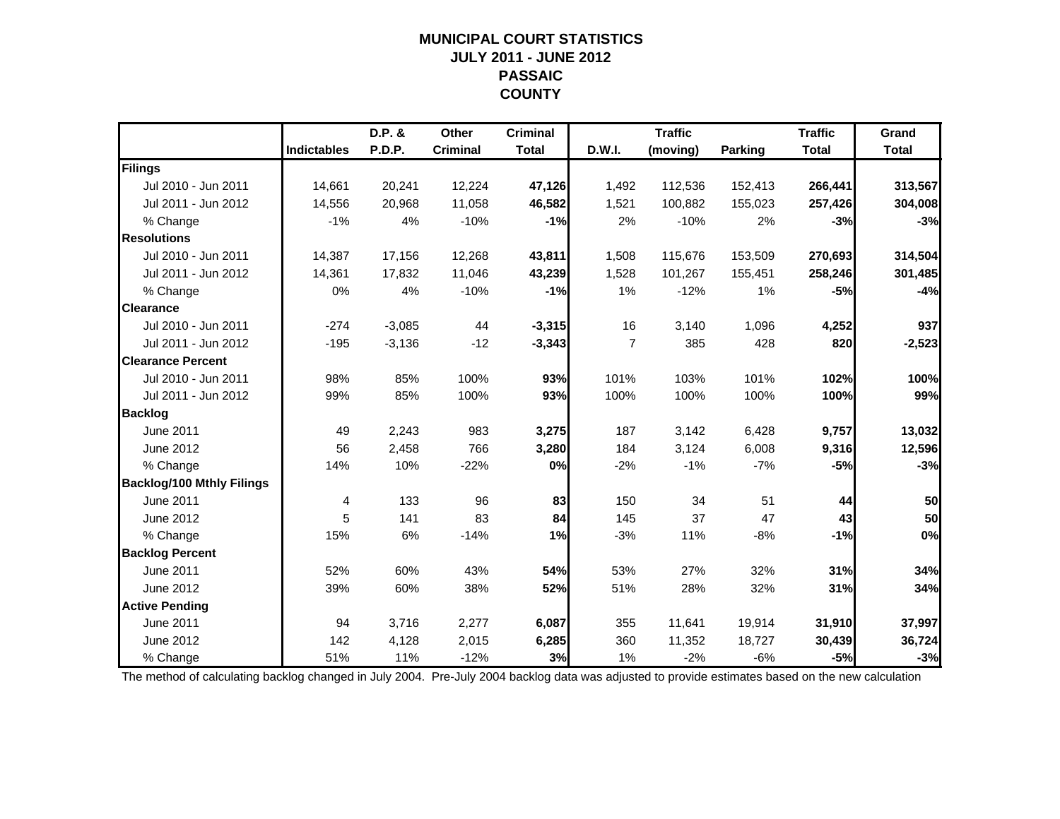# MUNICIPAL COURT STATISTICS
## JULY 2011 - JUNE 2012
## PASSAIC
## COUNTY

| | Indictables | D.P. & P.D.P. | Other Criminal | Criminal Total | D.W.I. | Traffic (moving) | Parking | Traffic Total | Grand Total |
|---|---|---|---|---|---|---|---|---|---|
| **Filings** | | | | | | | | | |
| Jul 2010 - Jun 2011 | 14,661 | 20,241 | 12,224 | **47,126** | 1,492 | 112,536 | 152,413 | **266,441** | **313,567** |
| Jul 2011 - Jun 2012 | 14,556 | 20,968 | 11,058 | **46,582** | 1,521 | 100,882 | 155,023 | **257,426** | **304,008** |
| % Change | -1% | 4% | -10% | **-1%** | 2% | -10% | 2% | **-3%** | **-3%** |
| **Resolutions** | | | | | | | | | |
| Jul 2010 - Jun 2011 | 14,387 | 17,156 | 12,268 | **43,811** | 1,508 | 115,676 | 153,509 | **270,693** | **314,504** |
| Jul 2011 - Jun 2012 | 14,361 | 17,832 | 11,046 | **43,239** | 1,528 | 101,267 | 155,451 | **258,246** | **301,485** |
| % Change | 0% | 4% | -10% | **-1%** | 1% | -12% | 1% | **-5%** | **-4%** |
| **Clearance** | | | | | | | | | |
| Jul 2010 - Jun 2011 | -274 | -3,085 | 44 | **-3,315** | 16 | 3,140 | 1,096 | **4,252** | **937** |
| Jul 2011 - Jun 2012 | -195 | -3,136 | -12 | **-3,343** | 7 | 385 | 428 | **820** | **-2,523** |
| **Clearance Percent** | | | | | | | | | |
| Jul 2010 - Jun 2011 | 98% | 85% | 100% | **93%** | 101% | 103% | 101% | **102%** | **100%** |
| Jul 2011 - Jun 2012 | 99% | 85% | 100% | **93%** | 100% | 100% | 100% | **100%** | **99%** |
| **Backlog** | | | | | | | | | |
| June 2011 | 49 | 2,243 | 983 | **3,275** | 187 | 3,142 | 6,428 | **9,757** | **13,032** |
| June 2012 | 56 | 2,458 | 766 | **3,280** | 184 | 3,124 | 6,008 | **9,316** | **12,596** |
| % Change | 14% | 10% | -22% | **0%** | -2% | -1% | -7% | **-5%** | **-3%** |
| **Backlog/100 Mthly Filings** | | | | | | | | | |
| June 2011 | 4 | 133 | 96 | **83** | 150 | 34 | 51 | **44** | **50** |
| June 2012 | 5 | 141 | 83 | **84** | 145 | 37 | 47 | **43** | **50** |
| % Change | 15% | 6% | -14% | **1%** | -3% | 11% | -8% | **-1%** | **0%** |
| **Backlog Percent** | | | | | | | | | |
| June 2011 | 52% | 60% | 43% | **54%** | 53% | 27% | 32% | **31%** | **34%** |
| June 2012 | 39% | 60% | 38% | **52%** | 51% | 28% | 32% | **31%** | **34%** |
| **Active Pending** | | | | | | | | | |
| June 2011 | 94 | 3,716 | 2,277 | **6,087** | 355 | 11,641 | 19,914 | **31,910** | **37,997** |
| June 2012 | 142 | 4,128 | 2,015 | **6,285** | 360 | 11,352 | 18,727 | **30,439** | **36,724** |
| % Change | 51% | 11% | -12% | **3%** | 1% | -2% | -6% | **-5%** | **-3%** |

The method of calculating backlog changed in July 2004. Pre-July 2004 backlog data was adjusted to provide estimates based on the new calculation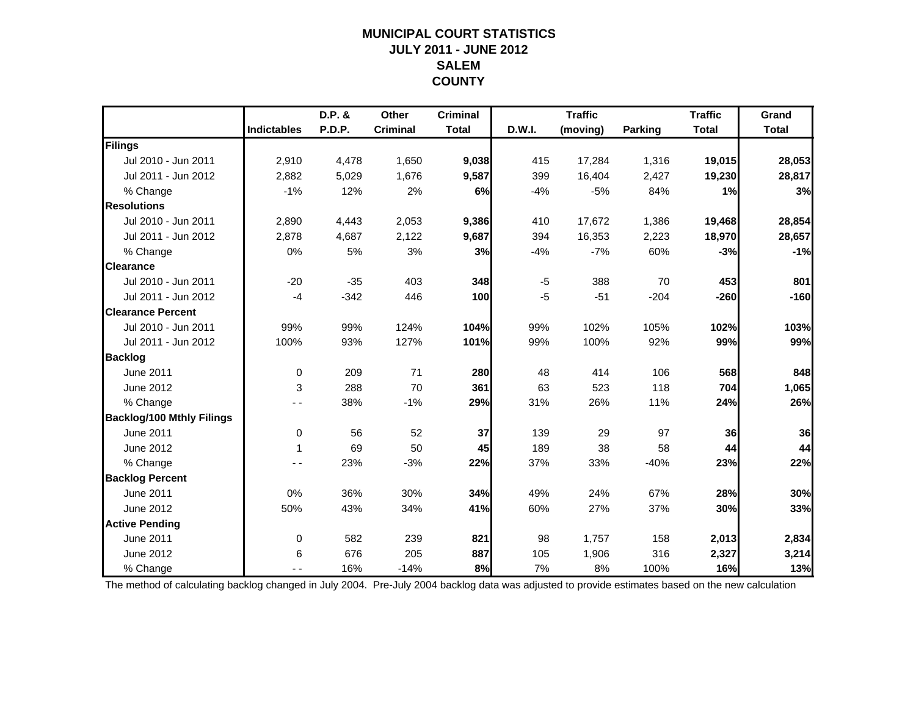# MUNICIPAL COURT STATISTICS
## JULY 2011 - JUNE 2012
## SALEM
## COUNTY

| | Indictables | D.P. & P.D.P. | Other Criminal | Criminal Total | D.W.I. | Traffic (moving) | Parking | Traffic Total | Grand Total |
|---|---|---|---|---|---|---|---|---|---|
| **Filings** | | | | | | | | | |
| Jul 2010 - Jun 2011 | 2,910 | 4,478 | 1,650 | **9,038** | 415 | 17,284 | 1,316 | **19,015** | **28,053** |
| Jul 2011 - Jun 2012 | 2,882 | 5,029 | 1,676 | **9,587** | 399 | 16,404 | 2,427 | **19,230** | **28,817** |
| % Change | -1% | 12% | 2% | **6%** | -4% | -5% | 84% | **1%** | **3%** |
| **Resolutions** | | | | | | | | | |
| Jul 2010 - Jun 2011 | 2,890 | 4,443 | 2,053 | **9,386** | 410 | 17,672 | 1,386 | **19,468** | **28,854** |
| Jul 2011 - Jun 2012 | 2,878 | 4,687 | 2,122 | **9,687** | 394 | 16,353 | 2,223 | **18,970** | **28,657** |
| % Change | 0% | 5% | 3% | **3%** | -4% | -7% | 60% | **-3%** | **-1%** |
| **Clearance** | | | | | | | | | |
| Jul 2010 - Jun 2011 | -20 | -35 | 403 | **348** | -5 | 388 | 70 | **453** | **801** |
| Jul 2011 - Jun 2012 | -4 | -342 | 446 | **100** | -5 | -51 | -204 | **-260** | **-160** |
| **Clearance Percent** | | | | | | | | | |
| Jul 2010 - Jun 2011 | 99% | 99% | 124% | **104%** | 99% | 102% | 105% | **102%** | **103%** |
| Jul 2011 - Jun 2012 | 100% | 93% | 127% | **101%** | 99% | 100% | 92% | **99%** | **99%** |
| **Backlog** | | | | | | | | | |
| June 2011 | 0 | 209 | 71 | **280** | 48 | 414 | 106 | **568** | **848** |
| June 2012 | 3 | 288 | 70 | **361** | 63 | 523 | 118 | **704** | **1,065** |
| % Change | - - | 38% | -1% | **29%** | 31% | 26% | 11% | **24%** | **26%** |
| **Backlog/100 Mthly Filings** | | | | | | | | | |
| June 2011 | 0 | 56 | 52 | **37** | 139 | 29 | 97 | **36** | **36** |
| June 2012 | 1 | 69 | 50 | **45** | 189 | 38 | 58 | **44** | **44** |
| % Change | - - | 23% | -3% | **22%** | 37% | 33% | -40% | **23%** | **22%** |
| **Backlog Percent** | | | | | | | | | |
| June 2011 | 0% | 36% | 30% | **34%** | 49% | 24% | 67% | **28%** | **30%** |
| June 2012 | 50% | 43% | 34% | **41%** | 60% | 27% | 37% | **30%** | **33%** |
| **Active Pending** | | | | | | | | | |
| June 2011 | 0 | 582 | 239 | **821** | 98 | 1,757 | 158 | **2,013** | **2,834** |
| June 2012 | 6 | 676 | 205 | **887** | 105 | 1,906 | 316 | **2,327** | **3,214** |
| % Change | - - | 16% | -14% | **8%** | 7% | 8% | 100% | **16%** | **13%** |

The method of calculating backlog changed in July 2004. Pre-July 2004 backlog data was adjusted to provide estimates based on the new calculation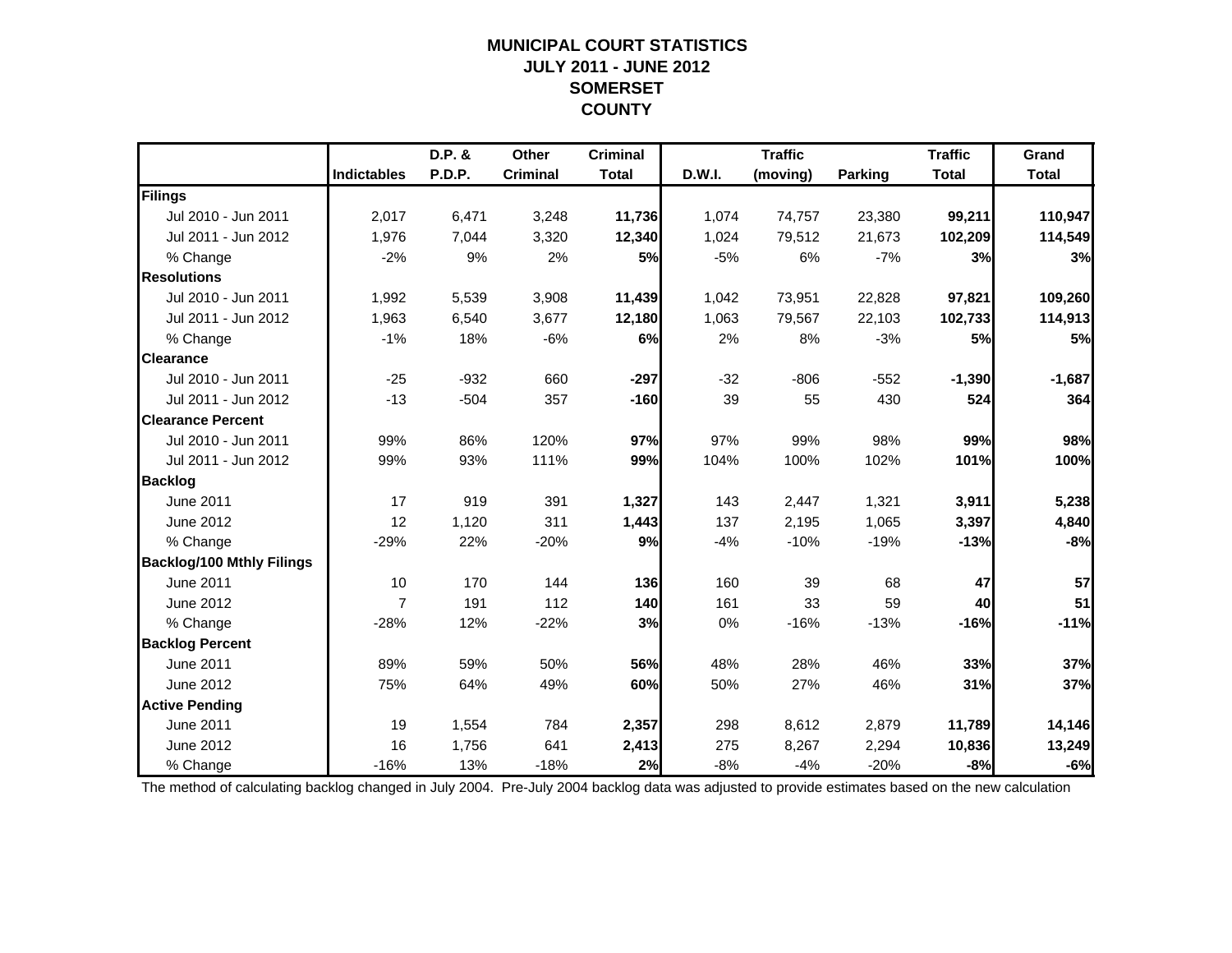# MUNICIPAL COURT STATISTICS
## JULY 2011 - JUNE 2012
## SOMERSET COUNTY

| | Indictables | D.P. & P.D.P. | Other Criminal | Criminal Total | D.W.I. | Traffic (moving) | Parking | Traffic Total | Grand Total |
|---|---|---|---|---|---|---|---|---|---|
| **Filings** | | | | | | | | | |
| Jul 2010 - Jun 2011 | 2,017 | 6,471 | 3,248 | **11,736** | 1,074 | 74,757 | 23,380 | **99,211** | **110,947** |
| Jul 2011 - Jun 2012 | 1,976 | 7,044 | 3,320 | **12,340** | 1,024 | 79,512 | 21,673 | **102,209** | **114,549** |
| % Change | -2% | 9% | 2% | **5%** | -5% | 6% | -7% | **3%** | **3%** |
| **Resolutions** | | | | | | | | | |
| Jul 2010 - Jun 2011 | 1,992 | 5,539 | 3,908 | **11,439** | 1,042 | 73,951 | 22,828 | **97,821** | **109,260** |
| Jul 2011 - Jun 2012 | 1,963 | 6,540 | 3,677 | **12,180** | 1,063 | 79,567 | 22,103 | **102,733** | **114,913** |
| % Change | -1% | 18% | -6% | **6%** | 2% | 8% | -3% | **5%** | **5%** |
| **Clearance** | | | | | | | | | |
| Jul 2010 - Jun 2011 | -25 | -932 | 660 | **-297** | -32 | -806 | -552 | **-1,390** | **-1,687** |
| Jul 2011 - Jun 2012 | -13 | -504 | 357 | **-160** | 39 | 55 | 430 | **524** | **364** |
| **Clearance Percent** | | | | | | | | | |
| Jul 2010 - Jun 2011 | 99% | 86% | 120% | **97%** | 97% | 99% | 98% | **99%** | **98%** |
| Jul 2011 - Jun 2012 | 99% | 93% | 111% | **99%** | 104% | 100% | 102% | **101%** | **100%** |
| **Backlog** | | | | | | | | | |
| June 2011 | 17 | 919 | 391 | **1,327** | 143 | 2,447 | 1,321 | **3,911** | **5,238** |
| June 2012 | 12 | 1,120 | 311 | **1,443** | 137 | 2,195 | 1,065 | **3,397** | **4,840** |
| % Change | -29% | 22% | -20% | **9%** | -4% | -10% | -19% | **-13%** | **-8%** |
| **Backlog/100 Mthly Filings** | | | | | | | | | |
| June 2011 | 10 | 170 | 144 | **136** | 160 | 39 | 68 | **47** | **57** |
| June 2012 | 7 | 191 | 112 | **140** | 161 | 33 | 59 | **40** | **51** |
| % Change | -28% | 12% | -22% | **3%** | 0% | -16% | -13% | **-16%** | **-11%** |
| **Backlog Percent** | | | | | | | | | |
| June 2011 | 89% | 59% | 50% | **56%** | 48% | 28% | 46% | **33%** | **37%** |
| June 2012 | 75% | 64% | 49% | **60%** | 50% | 27% | 46% | **31%** | **37%** |
| **Active Pending** | | | | | | | | | |
| June 2011 | 19 | 1,554 | 784 | **2,357** | 298 | 8,612 | 2,879 | **11,789** | **14,146** |
| June 2012 | 16 | 1,756 | 641 | **2,413** | 275 | 8,267 | 2,294 | **10,836** | **13,249** |
| % Change | -16% | 13% | -18% | **2%** | -8% | -4% | -20% | **-8%** | **-6%** |

The method of calculating backlog changed in July 2004. Pre-July 2004 backlog data was adjusted to provide estimates based on the new calculation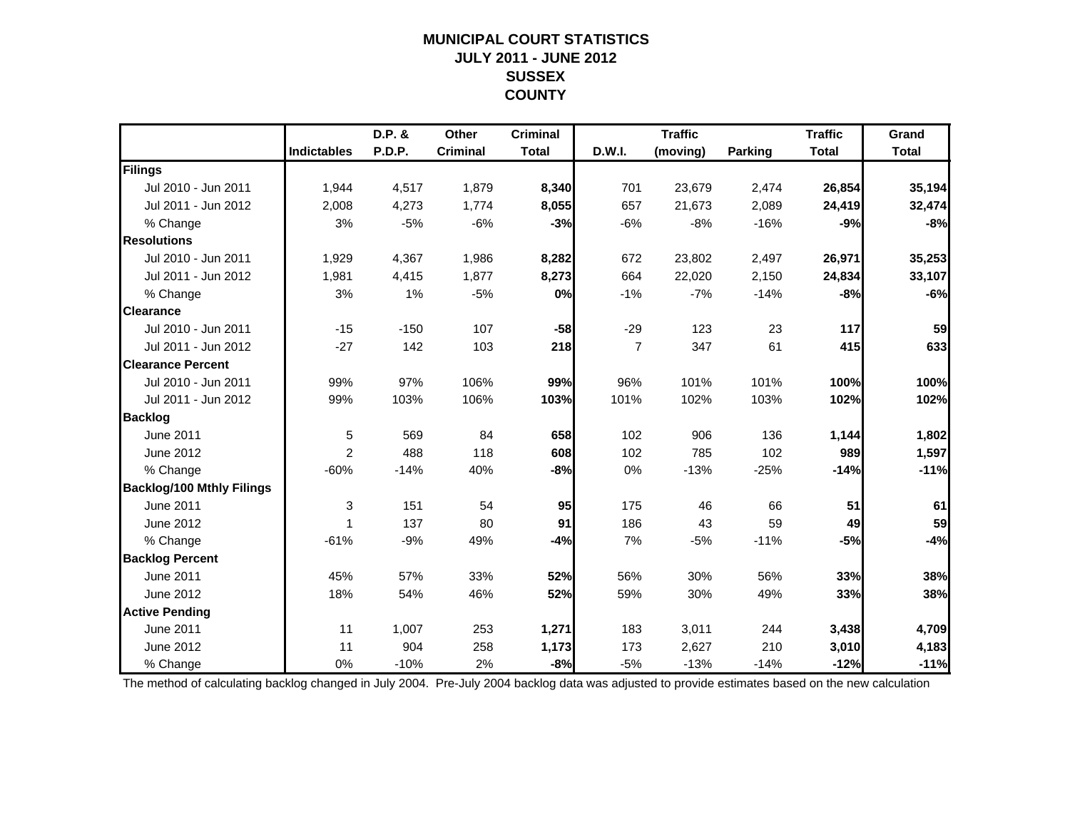# MUNICIPAL COURT STATISTICS
## JULY 2011 - JUNE 2012
## SUSSEX COUNTY

| | Indictables | D.P. & P.D.P. | Other Criminal | Criminal Total | D.W.I. | Traffic (moving) | Parking | Traffic Total | Grand Total |
|---|---|---|---|---|---|---|---|---|---|
| **Filings** | | | | | | | | | |
| Jul 2010 - Jun 2011 | 1,944 | 4,517 | 1,879 | **8,340** | 701 | 23,679 | 2,474 | **26,854** | **35,194** |
| Jul 2011 - Jun 2012 | 2,008 | 4,273 | 1,774 | **8,055** | 657 | 21,673 | 2,089 | **24,419** | **32,474** |
| % Change | 3% | -5% | -6% | **-3%** | -6% | -8% | -16% | **-9%** | **-8%** |
| **Resolutions** | | | | | | | | | |
| Jul 2010 - Jun 2011 | 1,929 | 4,367 | 1,986 | **8,282** | 672 | 23,802 | 2,497 | **26,971** | **35,253** |
| Jul 2011 - Jun 2012 | 1,981 | 4,415 | 1,877 | **8,273** | 664 | 22,020 | 2,150 | **24,834** | **33,107** |
| % Change | 3% | 1% | -5% | **0%** | -1% | -7% | -14% | **-8%** | **-6%** |
| **Clearance** | | | | | | | | | |
| Jul 2010 - Jun 2011 | -15 | -150 | 107 | **-58** | -29 | 123 | 23 | **117** | **59** |
| Jul 2011 - Jun 2012 | -27 | 142 | 103 | **218** | 7 | 347 | 61 | **415** | **633** |
| **Clearance Percent** | | | | | | | | | |
| Jul 2010 - Jun 2011 | 99% | 97% | 106% | **99%** | 96% | 101% | 101% | **100%** | **100%** |
| Jul 2011 - Jun 2012 | 99% | 103% | 106% | **103%** | 101% | 102% | 103% | **102%** | **102%** |
| **Backlog** | | | | | | | | | |
| June 2011 | 5 | 569 | 84 | **658** | 102 | 906 | 136 | **1,144** | **1,802** |
| June 2012 | 2 | 488 | 118 | **608** | 102 | 785 | 102 | **989** | **1,597** |
| % Change | -60% | -14% | 40% | **-8%** | 0% | -13% | -25% | **-14%** | **-11%** |
| **Backlog/100 Mthly Filings** | | | | | | | | | |
| June 2011 | 3 | 151 | 54 | **95** | 175 | 46 | 66 | **51** | **61** |
| June 2012 | 1 | 137 | 80 | **91** | 186 | 43 | 59 | **49** | **59** |
| % Change | -61% | -9% | 49% | **-4%** | 7% | -5% | -11% | **-5%** | **-4%** |
| **Backlog Percent** | | | | | | | | | |
| June 2011 | 45% | 57% | 33% | **52%** | 56% | 30% | 56% | **33%** | **38%** |
| June 2012 | 18% | 54% | 46% | **52%** | 59% | 30% | 49% | **33%** | **38%** |
| **Active Pending** | | | | | | | | | |
| June 2011 | 11 | 1,007 | 253 | **1,271** | 183 | 3,011 | 244 | **3,438** | **4,709** |
| June 2012 | 11 | 904 | 258 | **1,173** | 173 | 2,627 | 210 | **3,010** | **4,183** |
| % Change | 0% | -10% | 2% | **-8%** | -5% | -13% | -14% | **-12%** | **-11%** |

The method of calculating backlog changed in July 2004. Pre-July 2004 backlog data was adjusted to provide estimates based on the new calculation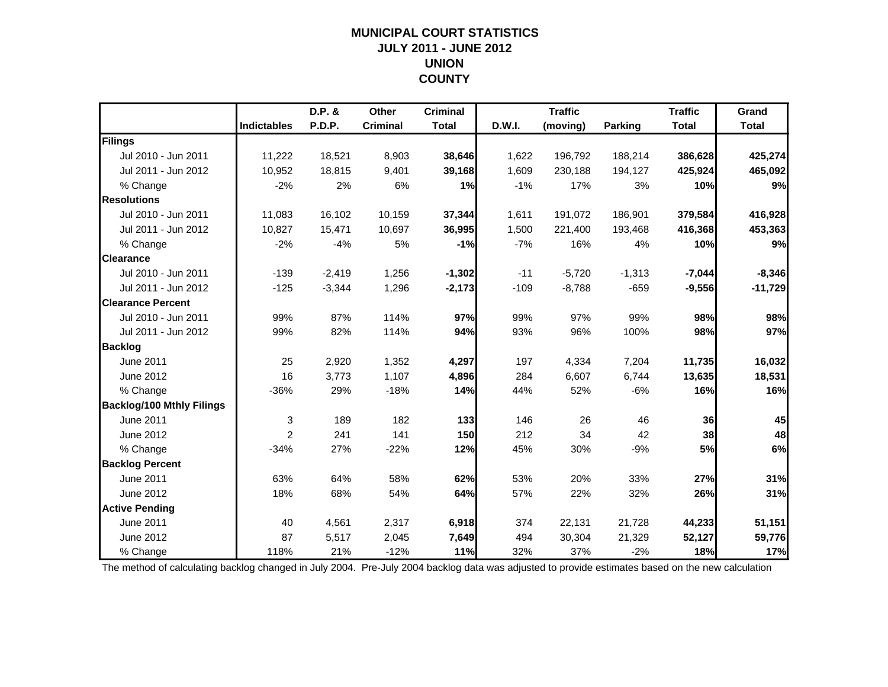# MUNICIPAL COURT STATISTICS
## JULY 2011 - JUNE 2012
## UNION
## COUNTY

| | Indictables | D.P. & P.D.P. | Other Criminal | Criminal Total | D.W.I. | Traffic (moving) | Parking | Traffic Total | Grand Total |
|---|---|---|---|---|---|---|---|---|---|
| **Filings** | | | | | | | | | |
| Jul 2010 - Jun 2011 | 11,222 | 18,521 | 8,903 | **38,646** | 1,622 | 196,792 | 188,214 | **386,628** | **425,274** |
| Jul 2011 - Jun 2012 | 10,952 | 18,815 | 9,401 | **39,168** | 1,609 | 230,188 | 194,127 | **425,924** | **465,092** |
| % Change | -2% | 2% | 6% | **1%** | -1% | 17% | 3% | **10%** | **9%** |
| **Resolutions** | | | | | | | | | |
| Jul 2010 - Jun 2011 | 11,083 | 16,102 | 10,159 | **37,344** | 1,611 | 191,072 | 186,901 | **379,584** | **416,928** |
| Jul 2011 - Jun 2012 | 10,827 | 15,471 | 10,697 | **36,995** | 1,500 | 221,400 | 193,468 | **416,368** | **453,363** |
| % Change | -2% | -4% | 5% | **-1%** | -7% | 16% | 4% | **10%** | **9%** |
| **Clearance** | | | | | | | | | |
| Jul 2010 - Jun 2011 | -139 | -2,419 | 1,256 | **-1,302** | -11 | -5,720 | -1,313 | **-7,044** | **-8,346** |
| Jul 2011 - Jun 2012 | -125 | -3,344 | 1,296 | **-2,173** | -109 | -8,788 | -659 | **-9,556** | **-11,729** |
| **Clearance Percent** | | | | | | | | | |
| Jul 2010 - Jun 2011 | 99% | 87% | 114% | **97%** | 99% | 97% | 99% | **98%** | **98%** |
| Jul 2011 - Jun 2012 | 99% | 82% | 114% | **94%** | 93% | 96% | 100% | **98%** | **97%** |
| **Backlog** | | | | | | | | | |
| June 2011 | 25 | 2,920 | 1,352 | **4,297** | 197 | 4,334 | 7,204 | **11,735** | **16,032** |
| June 2012 | 16 | 3,773 | 1,107 | **4,896** | 284 | 6,607 | 6,744 | **13,635** | **18,531** |
| % Change | -36% | 29% | -18% | **14%** | 44% | 52% | -6% | **16%** | **16%** |
| **Backlog/100 Mthly Filings** | | | | | | | | | |
| June 2011 | 3 | 189 | 182 | **133** | 146 | 26 | 46 | **36** | **45** |
| June 2012 | 2 | 241 | 141 | **150** | 212 | 34 | 42 | **38** | **48** |
| % Change | -34% | 27% | -22% | **12%** | 45% | 30% | -9% | **5%** | **6%** |
| **Backlog Percent** | | | | | | | | | |
| June 2011 | 63% | 64% | 58% | **62%** | 53% | 20% | 33% | **27%** | **31%** |
| June 2012 | 18% | 68% | 54% | **64%** | 57% | 22% | 32% | **26%** | **31%** |
| **Active Pending** | | | | | | | | | |
| June 2011 | 40 | 4,561 | 2,317 | **6,918** | 374 | 22,131 | 21,728 | **44,233** | **51,151** |
| June 2012 | 87 | 5,517 | 2,045 | **7,649** | 494 | 30,304 | 21,329 | **52,127** | **59,776** |
| % Change | 118% | 21% | -12% | **11%** | 32% | 37% | -2% | **18%** | **17%** |

The method of calculating backlog changed in July 2004. Pre-July 2004 backlog data was adjusted to provide estimates based on the new calculation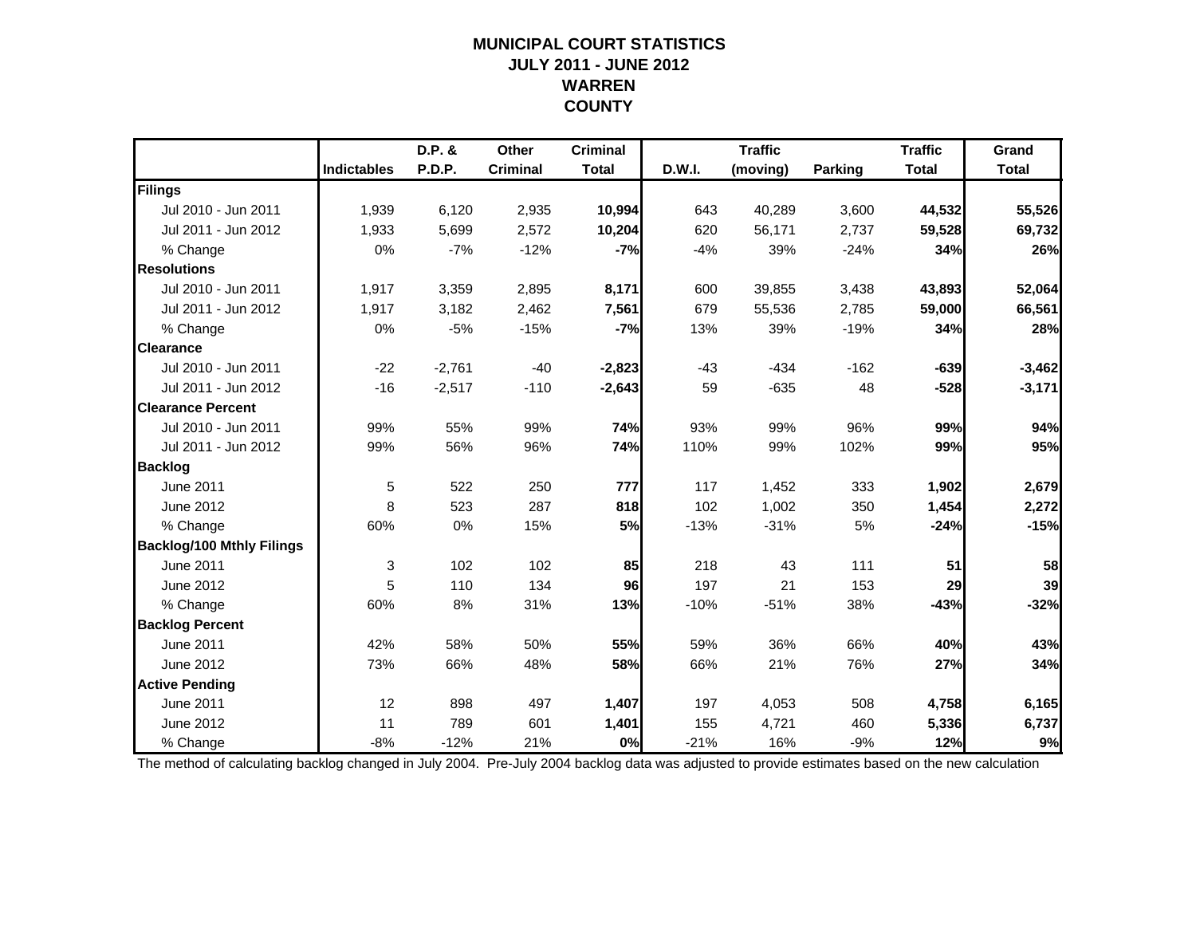# MUNICIPAL COURT STATISTICS
## JULY 2011 - JUNE 2012
## WARREN
## COUNTY

| | Indictables | D.P. & P.D.P. | Other Criminal | Criminal Total | D.W.I. | Traffic (moving) | Parking | Traffic Total | Grand Total |
|---|---|---|---|---|---|---|---|---|---|
| **Filings** | | | | | | | | | |
| Jul 2010 - Jun 2011 | 1,939 | 6,120 | 2,935 | **10,994** | 643 | 40,289 | 3,600 | **44,532** | **55,526** |
| Jul 2011 - Jun 2012 | 1,933 | 5,699 | 2,572 | **10,204** | 620 | 56,171 | 2,737 | **59,528** | **69,732** |
| % Change | 0% | -7% | -12% | **-7%** | -4% | 39% | -24% | **34%** | **26%** |
| **Resolutions** | | | | | | | | | |
| Jul 2010 - Jun 2011 | 1,917 | 3,359 | 2,895 | **8,171** | 600 | 39,855 | 3,438 | **43,893** | **52,064** |
| Jul 2011 - Jun 2012 | 1,917 | 3,182 | 2,462 | **7,561** | 679 | 55,536 | 2,785 | **59,000** | **66,561** |
| % Change | 0% | -5% | -15% | **-7%** | 13% | 39% | -19% | **34%** | **28%** |
| **Clearance** | | | | | | | | | |
| Jul 2010 - Jun 2011 | -22 | -2,761 | -40 | **-2,823** | -43 | -434 | -162 | **-639** | **-3,462** |
| Jul 2011 - Jun 2012 | -16 | -2,517 | -110 | **-2,643** | 59 | -635 | 48 | **-528** | **-3,171** |
| **Clearance Percent** | | | | | | | | | |
| Jul 2010 - Jun 2011 | 99% | 55% | 99% | **74%** | 93% | 99% | 96% | **99%** | **94%** |
| Jul 2011 - Jun 2012 | 99% | 56% | 96% | **74%** | 110% | 99% | 102% | **99%** | **95%** |
| **Backlog** | | | | | | | | | |
| June 2011 | 5 | 522 | 250 | **777** | 117 | 1,452 | 333 | **1,902** | **2,679** |
| June 2012 | 8 | 523 | 287 | **818** | 102 | 1,002 | 350 | **1,454** | **2,272** |
| % Change | 60% | 0% | 15% | **5%** | -13% | -31% | 5% | **-24%** | **-15%** |
| **Backlog/100 Mthly Filings** | | | | | | | | | |
| June 2011 | 3 | 102 | 102 | **85** | 218 | 43 | 111 | **51** | **58** |
| June 2012 | 5 | 110 | 134 | **96** | 197 | 21 | 153 | **29** | **39** |
| % Change | 60% | 8% | 31% | **13%** | -10% | -51% | 38% | **-43%** | **-32%** |
| **Backlog Percent** | | | | | | | | | |
| June 2011 | 42% | 58% | 50% | **55%** | 59% | 36% | 66% | **40%** | **43%** |
| June 2012 | 73% | 66% | 48% | **58%** | 66% | 21% | 76% | **27%** | **34%** |
| **Active Pending** | | | | | | | | | |
| June 2011 | 12 | 898 | 497 | **1,407** | 197 | 4,053 | 508 | **4,758** | **6,165** |
| June 2012 | 11 | 789 | 601 | **1,401** | 155 | 4,721 | 460 | **5,336** | **6,737** |
| % Change | -8% | -12% | 21% | **0%** | -21% | 16% | -9% | **12%** | **9%** |

The method of calculating backlog changed in July 2004. Pre-July 2004 backlog data was adjusted to provide estimates based on the new calculation